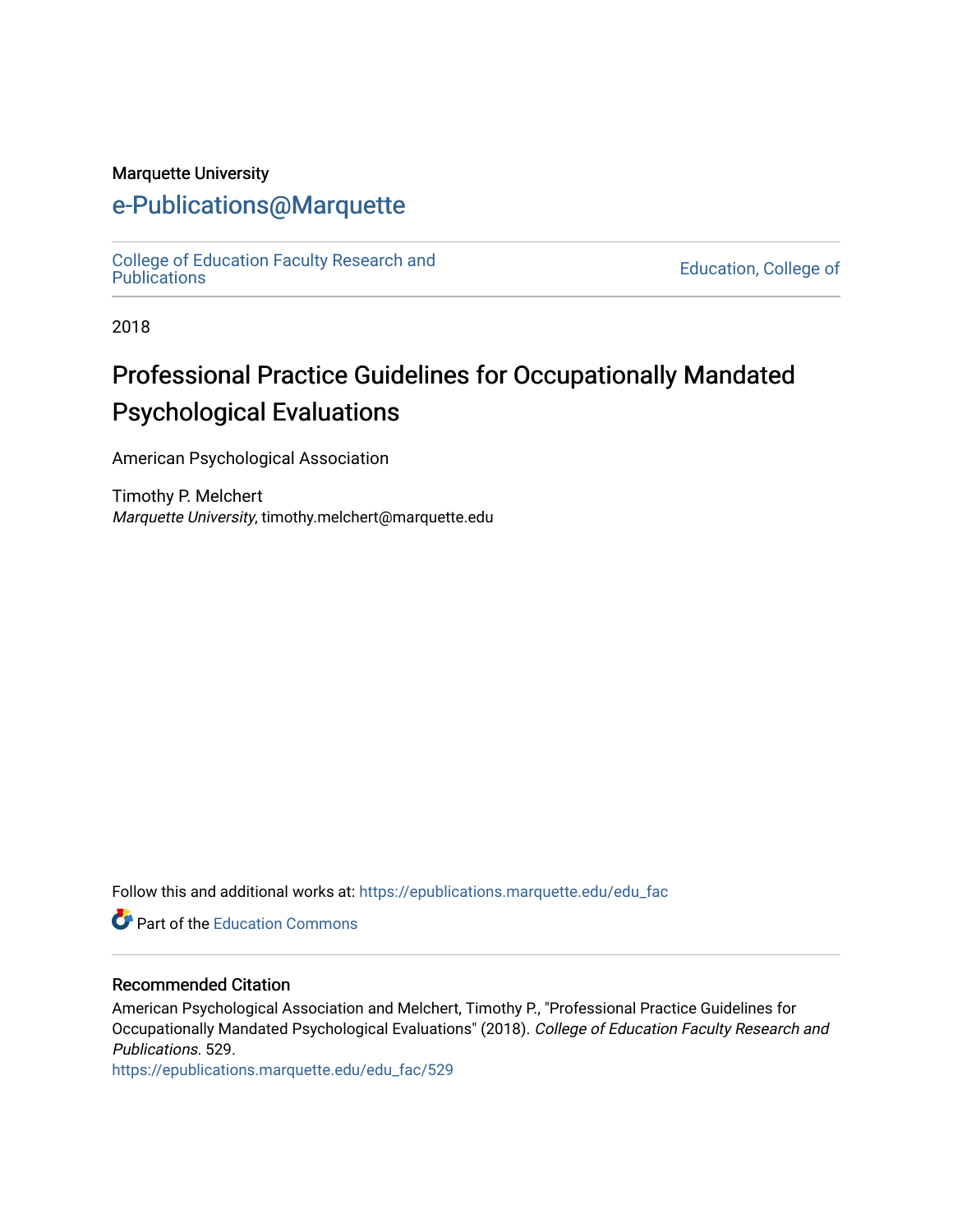Marquette University

# e-Publications@Marquette

College of Education Faculty Research and Publications | Education, College of

2018

## Professional Practice Guidelines for Occupationally Mandated Psychological Evaluations

American Psychological Association

Timothy P. Melchert
*Marquette University*, timothy.melchert@marquette.edu

Follow this and additional works at: https://epublications.marquette.edu/edu_fac

Part of the Education Commons

### Recommended Citation

American Psychological Association and Melchert, Timothy P., "Professional Practice Guidelines for Occupationally Mandated Psychological Evaluations" (2018). *College of Education Faculty Research and Publications*. 529.
https://epublications.marquette.edu/edu_fac/529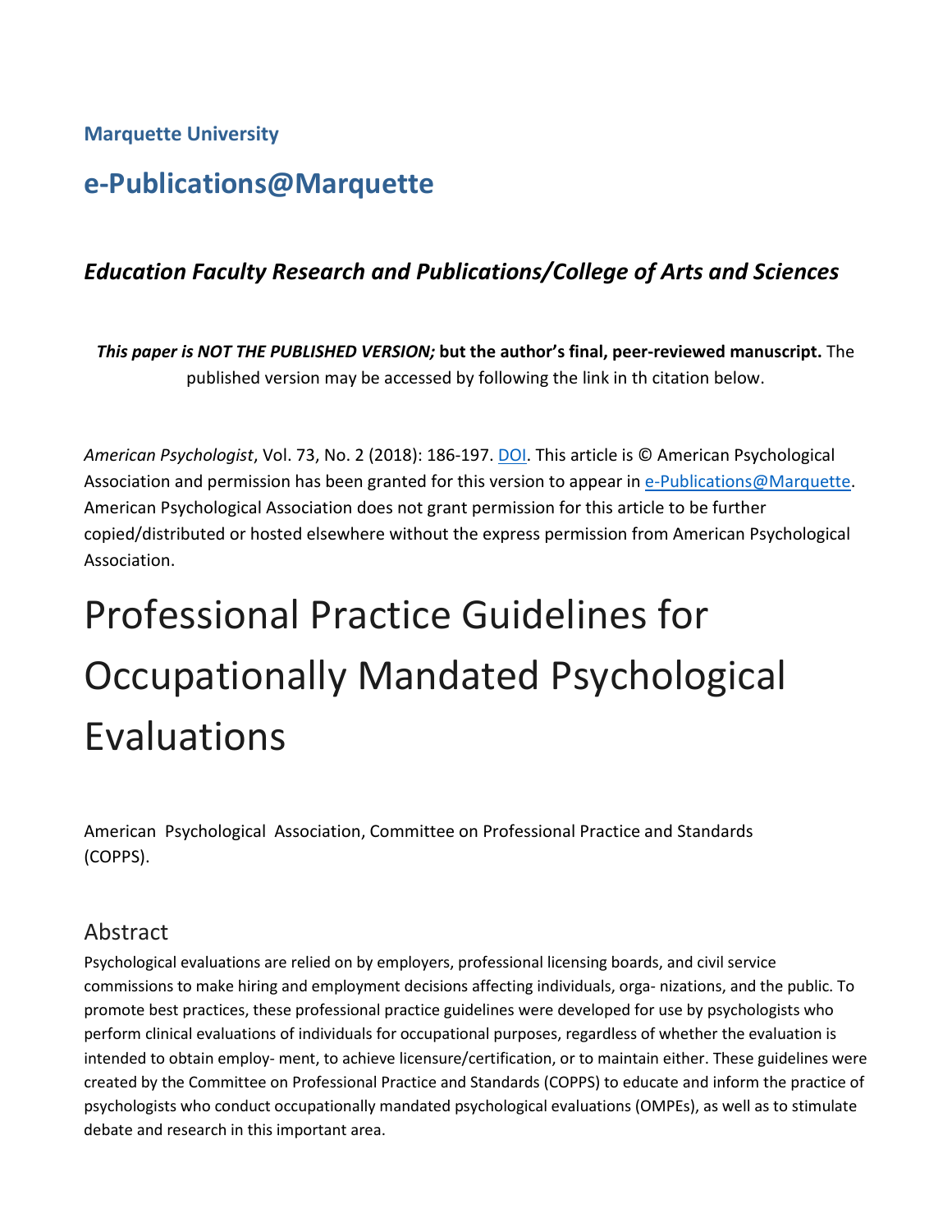**Marquette University**

## e-Publications@Marquette

### *Education Faculty Research and Publications/College of Arts and Sciences*

***This paper is NOT THE PUBLISHED VERSION;* but the author's final, peer-reviewed manuscript.** The published version may be accessed by following the link in th citation below.

*American Psychologist*, Vol. 73, No. 2 (2018): 186-197. DOI. This article is © American Psychological Association and permission has been granted for this version to appear in e-Publications@Marquette. American Psychological Association does not grant permission for this article to be further copied/distributed or hosted elsewhere without the express permission from American Psychological Association.

# Professional Practice Guidelines for Occupationally Mandated Psychological Evaluations

American Psychological Association, Committee on Professional Practice and Standards (COPPS).

## Abstract

Psychological evaluations are relied on by employers, professional licensing boards, and civil service commissions to make hiring and employment decisions affecting individuals, orga- nizations, and the public. To promote best practices, these professional practice guidelines were developed for use by psychologists who perform clinical evaluations of individuals for occupational purposes, regardless of whether the evaluation is intended to obtain employ- ment, to achieve licensure/certification, or to maintain either. These guidelines were created by the Committee on Professional Practice and Standards (COPPS) to educate and inform the practice of psychologists who conduct occupationally mandated psychological evaluations (OMPEs), as well as to stimulate debate and research in this important area.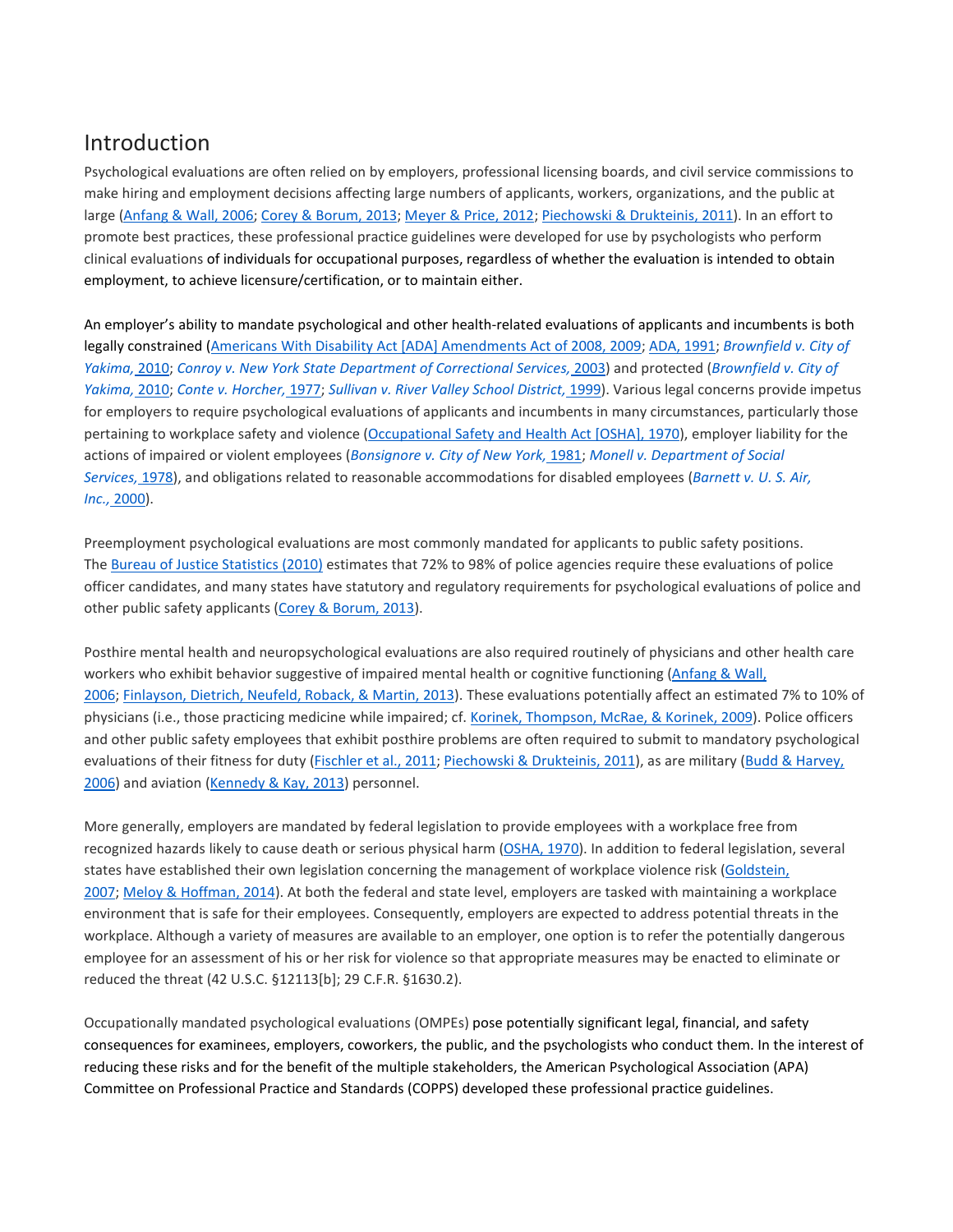## Introduction

Psychological evaluations are often relied on by employers, professional licensing boards, and civil service commissions to make hiring and employment decisions affecting large numbers of applicants, workers, organizations, and the public at large (Anfang & Wall, 2006; Corey & Borum, 2013; Meyer & Price, 2012; Piechowski & Drukteinis, 2011). In an effort to promote best practices, these professional practice guidelines were developed for use by psychologists who perform clinical evaluations of individuals for occupational purposes, regardless of whether the evaluation is intended to obtain employment, to achieve licensure/certification, or to maintain either.

An employer's ability to mandate psychological and other health-related evaluations of applicants and incumbents is both legally constrained (Americans With Disability Act [ADA] Amendments Act of 2008, 2009; ADA, 1991; *Brownfield v. City of Yakima,* 2010; *Conroy v. New York State Department of Correctional Services,* 2003) and protected (*Brownfield v. City of Yakima,* 2010; *Conte v. Horcher,* 1977; *Sullivan v. River Valley School District,* 1999). Various legal concerns provide impetus for employers to require psychological evaluations of applicants and incumbents in many circumstances, particularly those pertaining to workplace safety and violence (Occupational Safety and Health Act [OSHA], 1970), employer liability for the actions of impaired or violent employees (*Bonsignore v. City of New York,* 1981; *Monell v. Department of Social Services,* 1978), and obligations related to reasonable accommodations for disabled employees (*Barnett v. U. S. Air, Inc.,* 2000).

Preemployment psychological evaluations are most commonly mandated for applicants to public safety positions. The Bureau of Justice Statistics (2010) estimates that 72% to 98% of police agencies require these evaluations of police officer candidates, and many states have statutory and regulatory requirements for psychological evaluations of police and other public safety applicants (Corey & Borum, 2013).

Posthire mental health and neuropsychological evaluations are also required routinely of physicians and other health care workers who exhibit behavior suggestive of impaired mental health or cognitive functioning (Anfang & Wall, 2006; Finlayson, Dietrich, Neufeld, Roback, & Martin, 2013). These evaluations potentially affect an estimated 7% to 10% of physicians (i.e., those practicing medicine while impaired; cf. Korinek, Thompson, McRae, & Korinek, 2009). Police officers and other public safety employees that exhibit posthire problems are often required to submit to mandatory psychological evaluations of their fitness for duty (Fischler et al., 2011; Piechowski & Drukteinis, 2011), as are military (Budd & Harvey, 2006) and aviation (Kennedy & Kay, 2013) personnel.

More generally, employers are mandated by federal legislation to provide employees with a workplace free from recognized hazards likely to cause death or serious physical harm (OSHA, 1970). In addition to federal legislation, several states have established their own legislation concerning the management of workplace violence risk (Goldstein, 2007; Meloy & Hoffman, 2014). At both the federal and state level, employers are tasked with maintaining a workplace environment that is safe for their employees. Consequently, employers are expected to address potential threats in the workplace. Although a variety of measures are available to an employer, one option is to refer the potentially dangerous employee for an assessment of his or her risk for violence so that appropriate measures may be enacted to eliminate or reduced the threat (42 U.S.C. §12113[b]; 29 C.F.R. §1630.2).

Occupationally mandated psychological evaluations (OMPEs) pose potentially significant legal, financial, and safety consequences for examinees, employers, coworkers, the public, and the psychologists who conduct them. In the interest of reducing these risks and for the benefit of the multiple stakeholders, the American Psychological Association (APA) Committee on Professional Practice and Standards (COPPS) developed these professional practice guidelines.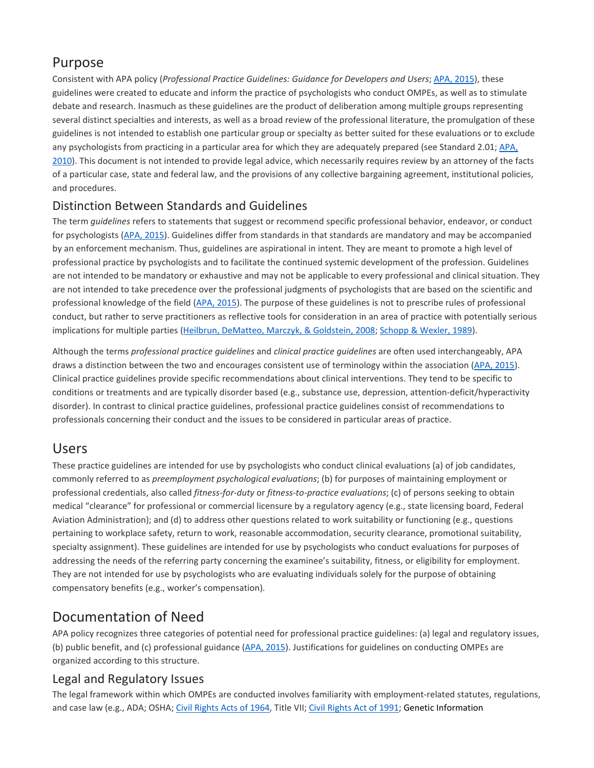## Purpose

Consistent with APA policy (*Professional Practice Guidelines: Guidance for Developers and Users*; APA, 2015), these guidelines were created to educate and inform the practice of psychologists who conduct OMPEs, as well as to stimulate debate and research. Inasmuch as these guidelines are the product of deliberation among multiple groups representing several distinct specialties and interests, as well as a broad review of the professional literature, the promulgation of these guidelines is not intended to establish one particular group or specialty as better suited for these evaluations or to exclude any psychologists from practicing in a particular area for which they are adequately prepared (see Standard 2.01; APA, 2010). This document is not intended to provide legal advice, which necessarily requires review by an attorney of the facts of a particular case, state and federal law, and the provisions of any collective bargaining agreement, institutional policies, and procedures.

## Distinction Between Standards and Guidelines

The term *guidelines* refers to statements that suggest or recommend specific professional behavior, endeavor, or conduct for psychologists (APA, 2015). Guidelines differ from standards in that standards are mandatory and may be accompanied by an enforcement mechanism. Thus, guidelines are aspirational in intent. They are meant to promote a high level of professional practice by psychologists and to facilitate the continued systemic development of the profession. Guidelines are not intended to be mandatory or exhaustive and may not be applicable to every professional and clinical situation. They are not intended to take precedence over the professional judgments of psychologists that are based on the scientific and professional knowledge of the field (APA, 2015). The purpose of these guidelines is not to prescribe rules of professional conduct, but rather to serve practitioners as reflective tools for consideration in an area of practice with potentially serious implications for multiple parties (Heilbrun, DeMatteo, Marczyk, & Goldstein, 2008; Schopp & Wexler, 1989).

Although the terms *professional practice guidelines* and *clinical practice guidelines* are often used interchangeably, APA draws a distinction between the two and encourages consistent use of terminology within the association (APA, 2015). Clinical practice guidelines provide specific recommendations about clinical interventions. They tend to be specific to conditions or treatments and are typically disorder based (e.g., substance use, depression, attention-deficit/hyperactivity disorder). In contrast to clinical practice guidelines, professional practice guidelines consist of recommendations to professionals concerning their conduct and the issues to be considered in particular areas of practice.

## Users

These practice guidelines are intended for use by psychologists who conduct clinical evaluations (a) of job candidates, commonly referred to as *preemployment psychological evaluations*; (b) for purposes of maintaining employment or professional credentials, also called *fitness-for-duty* or *fitness-to-practice evaluations*; (c) of persons seeking to obtain medical "clearance" for professional or commercial licensure by a regulatory agency (e.g., state licensing board, Federal Aviation Administration); and (d) to address other questions related to work suitability or functioning (e.g., questions pertaining to workplace safety, return to work, reasonable accommodation, security clearance, promotional suitability, specialty assignment). These guidelines are intended for use by psychologists who conduct evaluations for purposes of addressing the needs of the referring party concerning the examinee's suitability, fitness, or eligibility for employment. They are not intended for use by psychologists who are evaluating individuals solely for the purpose of obtaining compensatory benefits (e.g., worker's compensation).

# Documentation of Need

APA policy recognizes three categories of potential need for professional practice guidelines: (a) legal and regulatory issues, (b) public benefit, and (c) professional guidance (APA, 2015). Justifications for guidelines on conducting OMPEs are organized according to this structure.

## Legal and Regulatory Issues

The legal framework within which OMPEs are conducted involves familiarity with employment-related statutes, regulations, and case law (e.g., ADA; OSHA; Civil Rights Acts of 1964, Title VII; Civil Rights Act of 1991; Genetic Information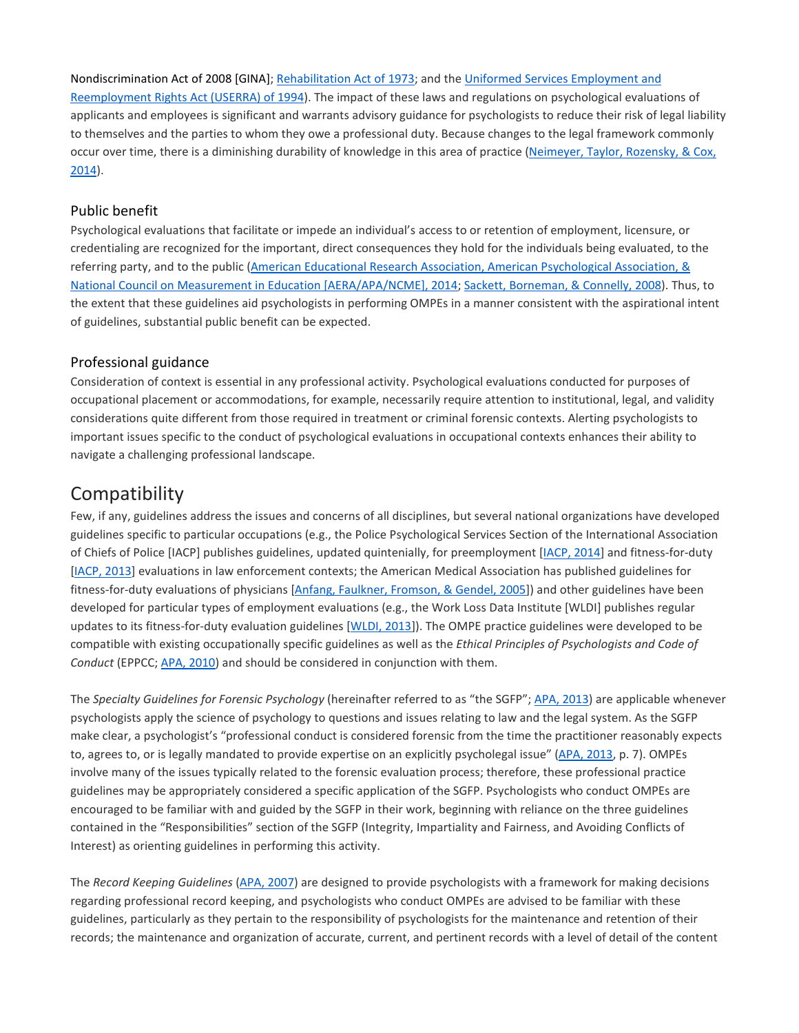Nondiscrimination Act of 2008 [GINA]; Rehabilitation Act of 1973; and the Uniformed Services Employment and Reemployment Rights Act (USERRA) of 1994). The impact of these laws and regulations on psychological evaluations of applicants and employees is significant and warrants advisory guidance for psychologists to reduce their risk of legal liability to themselves and the parties to whom they owe a professional duty. Because changes to the legal framework commonly occur over time, there is a diminishing durability of knowledge in this area of practice (Neimeyer, Taylor, Rozensky, & Cox, 2014).

### Public benefit

Psychological evaluations that facilitate or impede an individual's access to or retention of employment, licensure, or credentialing are recognized for the important, direct consequences they hold for the individuals being evaluated, to the referring party, and to the public (American Educational Research Association, American Psychological Association, & National Council on Measurement in Education [AERA/APA/NCME], 2014; Sackett, Borneman, & Connelly, 2008). Thus, to the extent that these guidelines aid psychologists in performing OMPEs in a manner consistent with the aspirational intent of guidelines, substantial public benefit can be expected.

### Professional guidance

Consideration of context is essential in any professional activity. Psychological evaluations conducted for purposes of occupational placement or accommodations, for example, necessarily require attention to institutional, legal, and validity considerations quite different from those required in treatment or criminal forensic contexts. Alerting psychologists to important issues specific to the conduct of psychological evaluations in occupational contexts enhances their ability to navigate a challenging professional landscape.

## Compatibility

Few, if any, guidelines address the issues and concerns of all disciplines, but several national organizations have developed guidelines specific to particular occupations (e.g., the Police Psychological Services Section of the International Association of Chiefs of Police [IACP] publishes guidelines, updated quintenially, for preemployment [IACP, 2014] and fitness-for-duty [IACP, 2013] evaluations in law enforcement contexts; the American Medical Association has published guidelines for fitness-for-duty evaluations of physicians [Anfang, Faulkner, Fromson, & Gendel, 2005]) and other guidelines have been developed for particular types of employment evaluations (e.g., the Work Loss Data Institute [WLDI] publishes regular updates to its fitness-for-duty evaluation guidelines [WLDI, 2013]). The OMPE practice guidelines were developed to be compatible with existing occupationally specific guidelines as well as the *Ethical Principles of Psychologists and Code of Conduct* (EPPCC; APA, 2010) and should be considered in conjunction with them.

The *Specialty Guidelines for Forensic Psychology* (hereinafter referred to as "the SGFP"; APA, 2013) are applicable whenever psychologists apply the science of psychology to questions and issues relating to law and the legal system. As the SGFP make clear, a psychologist's "professional conduct is considered forensic from the time the practitioner reasonably expects to, agrees to, or is legally mandated to provide expertise on an explicitly psycholegal issue" (APA, 2013, p. 7). OMPEs involve many of the issues typically related to the forensic evaluation process; therefore, these professional practice guidelines may be appropriately considered a specific application of the SGFP. Psychologists who conduct OMPEs are encouraged to be familiar with and guided by the SGFP in their work, beginning with reliance on the three guidelines contained in the "Responsibilities" section of the SGFP (Integrity, Impartiality and Fairness, and Avoiding Conflicts of Interest) as orienting guidelines in performing this activity.

The *Record Keeping Guidelines* (APA, 2007) are designed to provide psychologists with a framework for making decisions regarding professional record keeping, and psychologists who conduct OMPEs are advised to be familiar with these guidelines, particularly as they pertain to the responsibility of psychologists for the maintenance and retention of their records; the maintenance and organization of accurate, current, and pertinent records with a level of detail of the content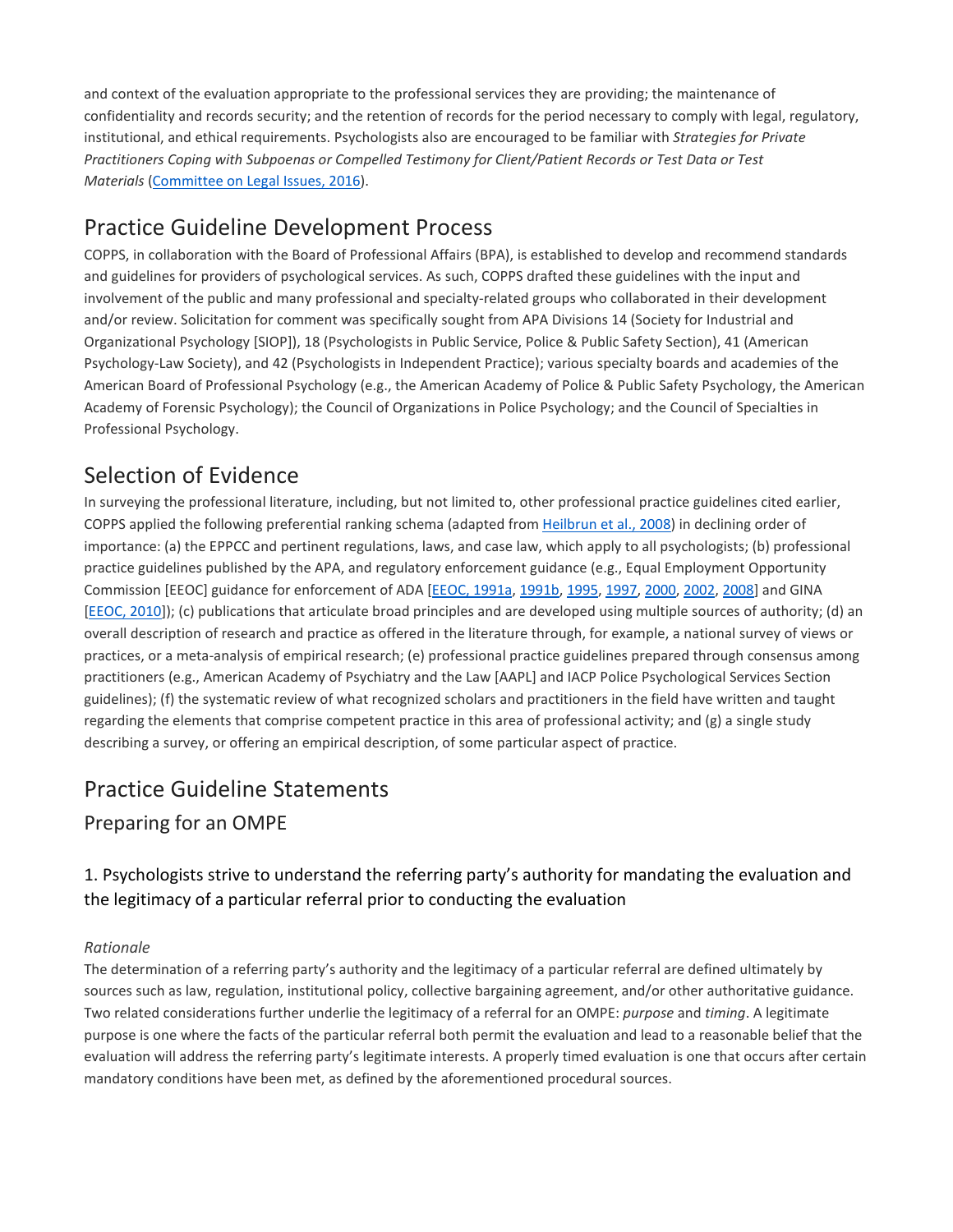and context of the evaluation appropriate to the professional services they are providing; the maintenance of confidentiality and records security; and the retention of records for the period necessary to comply with legal, regulatory, institutional, and ethical requirements. Psychologists also are encouraged to be familiar with *Strategies for Private Practitioners Coping with Subpoenas or Compelled Testimony for Client/Patient Records or Test Data or Test Materials* (Committee on Legal Issues, 2016).

## Practice Guideline Development Process

COPPS, in collaboration with the Board of Professional Affairs (BPA), is established to develop and recommend standards and guidelines for providers of psychological services. As such, COPPS drafted these guidelines with the input and involvement of the public and many professional and specialty-related groups who collaborated in their development and/or review. Solicitation for comment was specifically sought from APA Divisions 14 (Society for Industrial and Organizational Psychology [SIOP]), 18 (Psychologists in Public Service, Police & Public Safety Section), 41 (American Psychology-Law Society), and 42 (Psychologists in Independent Practice); various specialty boards and academies of the American Board of Professional Psychology (e.g., the American Academy of Police & Public Safety Psychology, the American Academy of Forensic Psychology); the Council of Organizations in Police Psychology; and the Council of Specialties in Professional Psychology.

## Selection of Evidence

In surveying the professional literature, including, but not limited to, other professional practice guidelines cited earlier, COPPS applied the following preferential ranking schema (adapted from Heilbrun et al., 2008) in declining order of importance: (a) the EPPCC and pertinent regulations, laws, and case law, which apply to all psychologists; (b) professional practice guidelines published by the APA, and regulatory enforcement guidance (e.g., Equal Employment Opportunity Commission [EEOC] guidance for enforcement of ADA [EEOC, 1991a, 1991b, 1995, 1997, 2000, 2002, 2008] and GINA [EEOC, 2010]); (c) publications that articulate broad principles and are developed using multiple sources of authority; (d) an overall description of research and practice as offered in the literature through, for example, a national survey of views or practices, or a meta-analysis of empirical research; (e) professional practice guidelines prepared through consensus among practitioners (e.g., American Academy of Psychiatry and the Law [AAPL] and IACP Police Psychological Services Section guidelines); (f) the systematic review of what recognized scholars and practitioners in the field have written and taught regarding the elements that comprise competent practice in this area of professional activity; and (g) a single study describing a survey, or offering an empirical description, of some particular aspect of practice.

## Practice Guideline Statements

### Preparing for an OMPE

#### 1. Psychologists strive to understand the referring party's authority for mandating the evaluation and the legitimacy of a particular referral prior to conducting the evaluation

*Rationale*

The determination of a referring party's authority and the legitimacy of a particular referral are defined ultimately by sources such as law, regulation, institutional policy, collective bargaining agreement, and/or other authoritative guidance. Two related considerations further underlie the legitimacy of a referral for an OMPE: *purpose* and *timing*. A legitimate purpose is one where the facts of the particular referral both permit the evaluation and lead to a reasonable belief that the evaluation will address the referring party's legitimate interests. A properly timed evaluation is one that occurs after certain mandatory conditions have been met, as defined by the aforementioned procedural sources.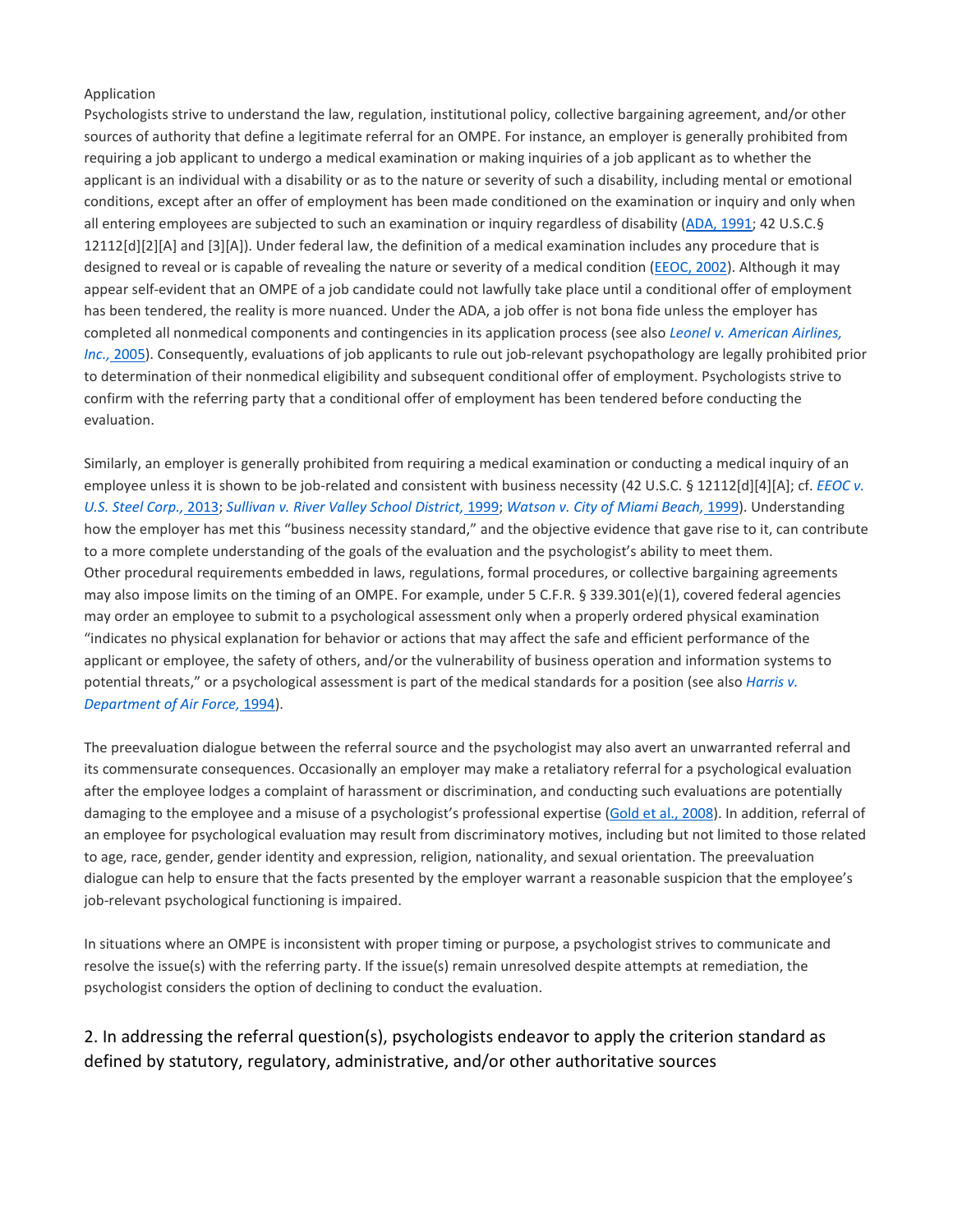Application

Psychologists strive to understand the law, regulation, institutional policy, collective bargaining agreement, and/or other sources of authority that define a legitimate referral for an OMPE. For instance, an employer is generally prohibited from requiring a job applicant to undergo a medical examination or making inquiries of a job applicant as to whether the applicant is an individual with a disability or as to the nature or severity of such a disability, including mental or emotional conditions, except after an offer of employment has been made conditioned on the examination or inquiry and only when all entering employees are subjected to such an examination or inquiry regardless of disability (ADA, 1991; 42 U.S.C.§ 12112[d][2][A] and [3][A]). Under federal law, the definition of a medical examination includes any procedure that is designed to reveal or is capable of revealing the nature or severity of a medical condition (EEOC, 2002). Although it may appear self-evident that an OMPE of a job candidate could not lawfully take place until a conditional offer of employment has been tendered, the reality is more nuanced. Under the ADA, a job offer is not bona fide unless the employer has completed all nonmedical components and contingencies in its application process (see also *Leonel v. American Airlines, Inc.,* 2005). Consequently, evaluations of job applicants to rule out job-relevant psychopathology are legally prohibited prior to determination of their nonmedical eligibility and subsequent conditional offer of employment. Psychologists strive to confirm with the referring party that a conditional offer of employment has been tendered before conducting the evaluation.

Similarly, an employer is generally prohibited from requiring a medical examination or conducting a medical inquiry of an employee unless it is shown to be job-related and consistent with business necessity (42 U.S.C. § 12112[d][4][A]; cf. *EEOC v. U.S. Steel Corp.,* 2013; *Sullivan v. River Valley School District,* 1999; *Watson v. City of Miami Beach,* 1999). Understanding how the employer has met this "business necessity standard," and the objective evidence that gave rise to it, can contribute to a more complete understanding of the goals of the evaluation and the psychologist's ability to meet them.

Other procedural requirements embedded in laws, regulations, formal procedures, or collective bargaining agreements may also impose limits on the timing of an OMPE. For example, under 5 C.F.R. § 339.301(e)(1), covered federal agencies may order an employee to submit to a psychological assessment only when a properly ordered physical examination "indicates no physical explanation for behavior or actions that may affect the safe and efficient performance of the applicant or employee, the safety of others, and/or the vulnerability of business operation and information systems to potential threats," or a psychological assessment is part of the medical standards for a position (see also *Harris v. Department of Air Force,* 1994).

The preevaluation dialogue between the referral source and the psychologist may also avert an unwarranted referral and its commensurate consequences. Occasionally an employer may make a retaliatory referral for a psychological evaluation after the employee lodges a complaint of harassment or discrimination, and conducting such evaluations are potentially damaging to the employee and a misuse of a psychologist's professional expertise (Gold et al., 2008). In addition, referral of an employee for psychological evaluation may result from discriminatory motives, including but not limited to those related to age, race, gender, gender identity and expression, religion, nationality, and sexual orientation. The preevaluation dialogue can help to ensure that the facts presented by the employer warrant a reasonable suspicion that the employee's job-relevant psychological functioning is impaired.

In situations where an OMPE is inconsistent with proper timing or purpose, a psychologist strives to communicate and resolve the issue(s) with the referring party. If the issue(s) remain unresolved despite attempts at remediation, the psychologist considers the option of declining to conduct the evaluation.

## 2. In addressing the referral question(s), psychologists endeavor to apply the criterion standard as defined by statutory, regulatory, administrative, and/or other authoritative sources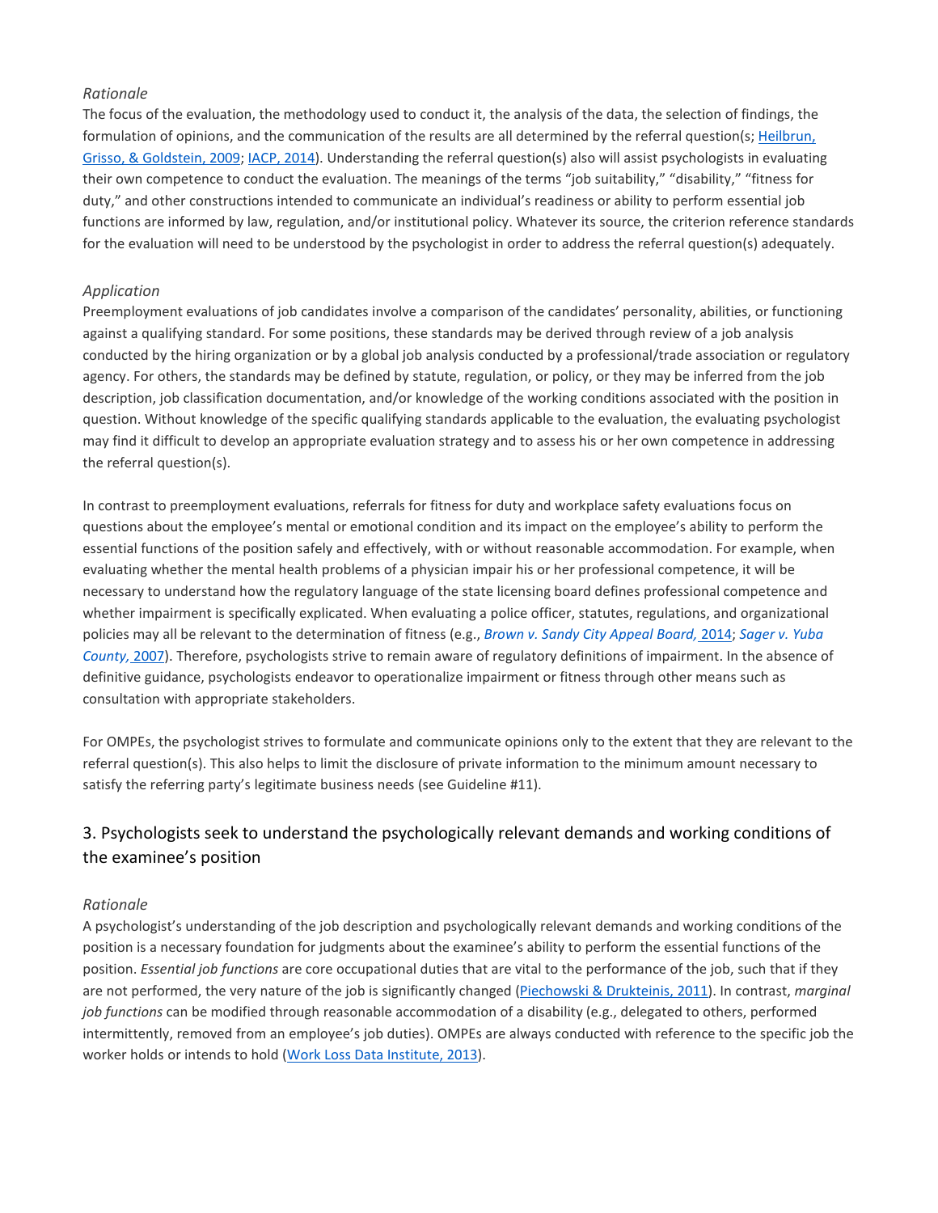*Rationale*
The focus of the evaluation, the methodology used to conduct it, the analysis of the data, the selection of findings, the formulation of opinions, and the communication of the results are all determined by the referral question(s; Heilbrun, Grisso, & Goldstein, 2009; IACP, 2014). Understanding the referral question(s) also will assist psychologists in evaluating their own competence to conduct the evaluation. The meanings of the terms "job suitability," "disability," "fitness for duty," and other constructions intended to communicate an individual's readiness or ability to perform essential job functions are informed by law, regulation, and/or institutional policy. Whatever its source, the criterion reference standards for the evaluation will need to be understood by the psychologist in order to address the referral question(s) adequately.

*Application*
Preemployment evaluations of job candidates involve a comparison of the candidates' personality, abilities, or functioning against a qualifying standard. For some positions, these standards may be derived through review of a job analysis conducted by the hiring organization or by a global job analysis conducted by a professional/trade association or regulatory agency. For others, the standards may be defined by statute, regulation, or policy, or they may be inferred from the job description, job classification documentation, and/or knowledge of the working conditions associated with the position in question. Without knowledge of the specific qualifying standards applicable to the evaluation, the evaluating psychologist may find it difficult to develop an appropriate evaluation strategy and to assess his or her own competence in addressing the referral question(s).

In contrast to preemployment evaluations, referrals for fitness for duty and workplace safety evaluations focus on questions about the employee's mental or emotional condition and its impact on the employee's ability to perform the essential functions of the position safely and effectively, with or without reasonable accommodation. For example, when evaluating whether the mental health problems of a physician impair his or her professional competence, it will be necessary to understand how the regulatory language of the state licensing board defines professional competence and whether impairment is specifically explicated. When evaluating a police officer, statutes, regulations, and organizational policies may all be relevant to the determination of fitness (e.g., *Brown v. Sandy City Appeal Board,* 2014; *Sager v. Yuba County,* 2007). Therefore, psychologists strive to remain aware of regulatory definitions of impairment. In the absence of definitive guidance, psychologists endeavor to operationalize impairment or fitness through other means such as consultation with appropriate stakeholders.

For OMPEs, the psychologist strives to formulate and communicate opinions only to the extent that they are relevant to the referral question(s). This also helps to limit the disclosure of private information to the minimum amount necessary to satisfy the referring party's legitimate business needs (see Guideline #11).

## 3. Psychologists seek to understand the psychologically relevant demands and working conditions of the examinee's position

*Rationale*
A psychologist's understanding of the job description and psychologically relevant demands and working conditions of the position is a necessary foundation for judgments about the examinee's ability to perform the essential functions of the position. *Essential job functions* are core occupational duties that are vital to the performance of the job, such that if they are not performed, the very nature of the job is significantly changed (Piechowski & Drukteinis, 2011). In contrast, *marginal job functions* can be modified through reasonable accommodation of a disability (e.g., delegated to others, performed intermittently, removed from an employee's job duties). OMPEs are always conducted with reference to the specific job the worker holds or intends to hold (Work Loss Data Institute, 2013).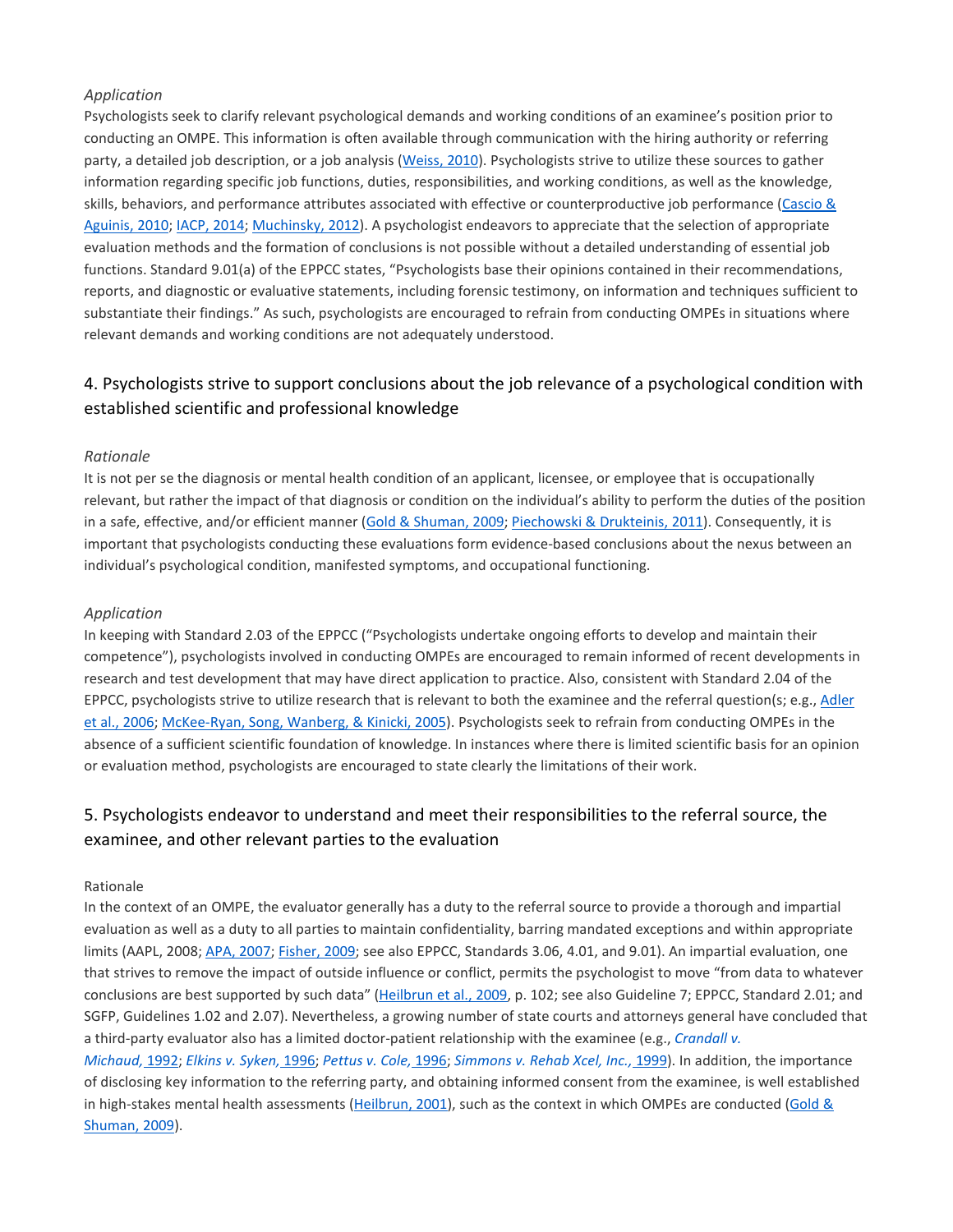*Application*

Psychologists seek to clarify relevant psychological demands and working conditions of an examinee's position prior to conducting an OMPE. This information is often available through communication with the hiring authority or referring party, a detailed job description, or a job analysis (Weiss, 2010). Psychologists strive to utilize these sources to gather information regarding specific job functions, duties, responsibilities, and working conditions, as well as the knowledge, skills, behaviors, and performance attributes associated with effective or counterproductive job performance (Cascio & Aguinis, 2010; IACP, 2014; Muchinsky, 2012). A psychologist endeavors to appreciate that the selection of appropriate evaluation methods and the formation of conclusions is not possible without a detailed understanding of essential job functions. Standard 9.01(a) of the EPPCC states, "Psychologists base their opinions contained in their recommendations, reports, and diagnostic or evaluative statements, including forensic testimony, on information and techniques sufficient to substantiate their findings." As such, psychologists are encouraged to refrain from conducting OMPEs in situations where relevant demands and working conditions are not adequately understood.

## 4. Psychologists strive to support conclusions about the job relevance of a psychological condition with established scientific and professional knowledge

*Rationale*

It is not per se the diagnosis or mental health condition of an applicant, licensee, or employee that is occupationally relevant, but rather the impact of that diagnosis or condition on the individual's ability to perform the duties of the position in a safe, effective, and/or efficient manner (Gold & Shuman, 2009; Piechowski & Drukteinis, 2011). Consequently, it is important that psychologists conducting these evaluations form evidence-based conclusions about the nexus between an individual's psychological condition, manifested symptoms, and occupational functioning.

*Application*

In keeping with Standard 2.03 of the EPPCC ("Psychologists undertake ongoing efforts to develop and maintain their competence"), psychologists involved in conducting OMPEs are encouraged to remain informed of recent developments in research and test development that may have direct application to practice. Also, consistent with Standard 2.04 of the EPPCC, psychologists strive to utilize research that is relevant to both the examinee and the referral question(s; e.g., Adler et al., 2006; McKee-Ryan, Song, Wanberg, & Kinicki, 2005). Psychologists seek to refrain from conducting OMPEs in the absence of a sufficient scientific foundation of knowledge. In instances where there is limited scientific basis for an opinion or evaluation method, psychologists are encouraged to state clearly the limitations of their work.

## 5. Psychologists endeavor to understand and meet their responsibilities to the referral source, the examinee, and other relevant parties to the evaluation

Rationale

In the context of an OMPE, the evaluator generally has a duty to the referral source to provide a thorough and impartial evaluation as well as a duty to all parties to maintain confidentiality, barring mandated exceptions and within appropriate limits (AAPL, 2008; APA, 2007; Fisher, 2009; see also EPPCC, Standards 3.06, 4.01, and 9.01). An impartial evaluation, one that strives to remove the impact of outside influence or conflict, permits the psychologist to move "from data to whatever conclusions are best supported by such data" (Heilbrun et al., 2009, p. 102; see also Guideline 7; EPPCC, Standard 2.01; and SGFP, Guidelines 1.02 and 2.07). Nevertheless, a growing number of state courts and attorneys general have concluded that a third-party evaluator also has a limited doctor-patient relationship with the examinee (e.g., *Crandall v. Michaud,* 1992; *Elkins v. Syken,* 1996; *Pettus v. Cole,* 1996; *Simmons v. Rehab Xcel, Inc.,* 1999). In addition, the importance of disclosing key information to the referring party, and obtaining informed consent from the examinee, is well established in high-stakes mental health assessments (Heilbrun, 2001), such as the context in which OMPEs are conducted (Gold & Shuman, 2009).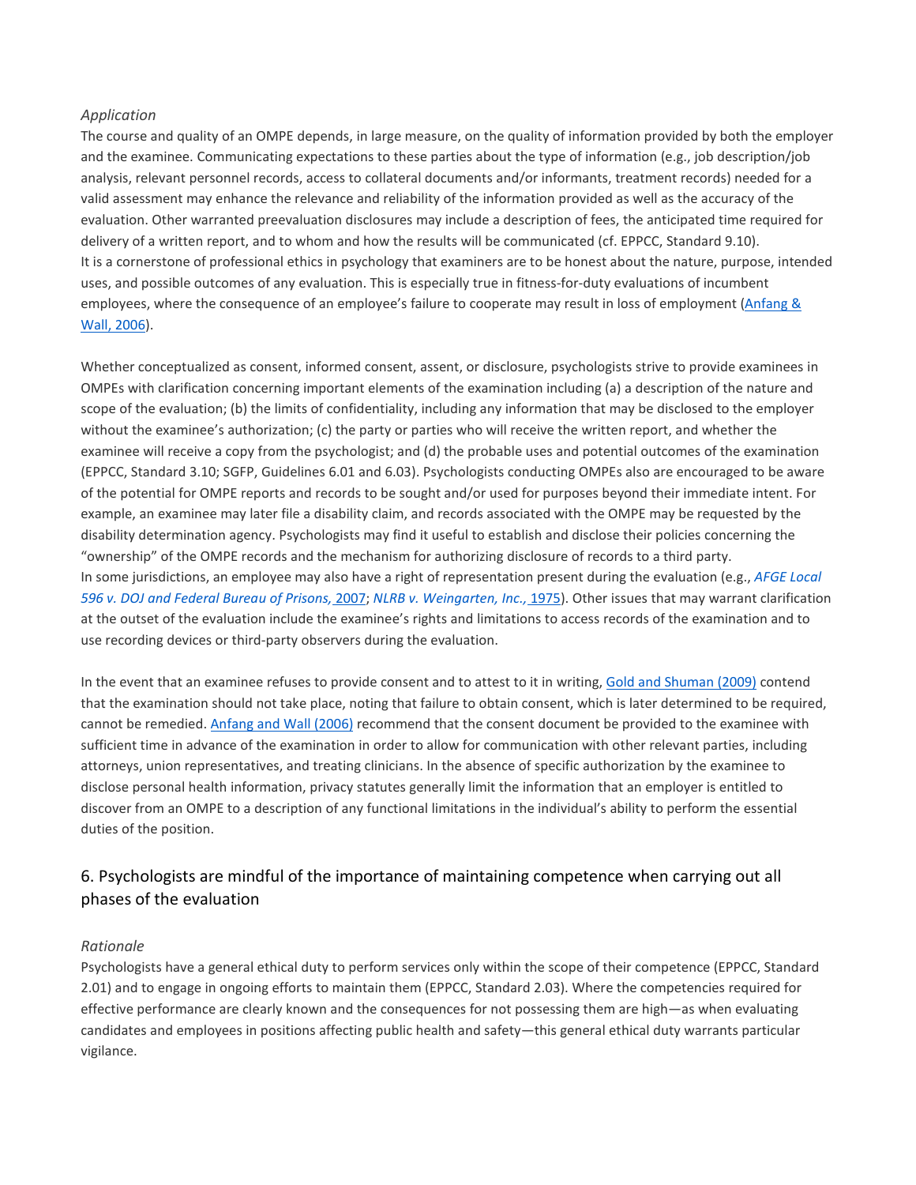*Application*

The course and quality of an OMPE depends, in large measure, on the quality of information provided by both the employer and the examinee. Communicating expectations to these parties about the type of information (e.g., job description/job analysis, relevant personnel records, access to collateral documents and/or informants, treatment records) needed for a valid assessment may enhance the relevance and reliability of the information provided as well as the accuracy of the evaluation. Other warranted preevaluation disclosures may include a description of fees, the anticipated time required for delivery of a written report, and to whom and how the results will be communicated (cf. EPPCC, Standard 9.10).

It is a cornerstone of professional ethics in psychology that examiners are to be honest about the nature, purpose, intended uses, and possible outcomes of any evaluation. This is especially true in fitness-for-duty evaluations of incumbent employees, where the consequence of an employee's failure to cooperate may result in loss of employment (Anfang & Wall, 2006).

Whether conceptualized as consent, informed consent, assent, or disclosure, psychologists strive to provide examinees in OMPEs with clarification concerning important elements of the examination including (a) a description of the nature and scope of the evaluation; (b) the limits of confidentiality, including any information that may be disclosed to the employer without the examinee's authorization; (c) the party or parties who will receive the written report, and whether the examinee will receive a copy from the psychologist; and (d) the probable uses and potential outcomes of the examination (EPPCC, Standard 3.10; SGFP, Guidelines 6.01 and 6.03). Psychologists conducting OMPEs also are encouraged to be aware of the potential for OMPE reports and records to be sought and/or used for purposes beyond their immediate intent. For example, an examinee may later file a disability claim, and records associated with the OMPE may be requested by the disability determination agency. Psychologists may find it useful to establish and disclose their policies concerning the "ownership" of the OMPE records and the mechanism for authorizing disclosure of records to a third party.

In some jurisdictions, an employee may also have a right of representation present during the evaluation (e.g., *AFGE Local 596 v. DOJ and Federal Bureau of Prisons,* 2007; *NLRB v. Weingarten, Inc.,* 1975). Other issues that may warrant clarification at the outset of the evaluation include the examinee's rights and limitations to access records of the examination and to use recording devices or third-party observers during the evaluation.

In the event that an examinee refuses to provide consent and to attest to it in writing, Gold and Shuman (2009) contend that the examination should not take place, noting that failure to obtain consent, which is later determined to be required, cannot be remedied. Anfang and Wall (2006) recommend that the consent document be provided to the examinee with sufficient time in advance of the examination in order to allow for communication with other relevant parties, including attorneys, union representatives, and treating clinicians. In the absence of specific authorization by the examinee to disclose personal health information, privacy statutes generally limit the information that an employer is entitled to discover from an OMPE to a description of any functional limitations in the individual's ability to perform the essential duties of the position.

## 6. Psychologists are mindful of the importance of maintaining competence when carrying out all phases of the evaluation

*Rationale*

Psychologists have a general ethical duty to perform services only within the scope of their competence (EPPCC, Standard 2.01) and to engage in ongoing efforts to maintain them (EPPCC, Standard 2.03). Where the competencies required for effective performance are clearly known and the consequences for not possessing them are high—as when evaluating candidates and employees in positions affecting public health and safety—this general ethical duty warrants particular vigilance.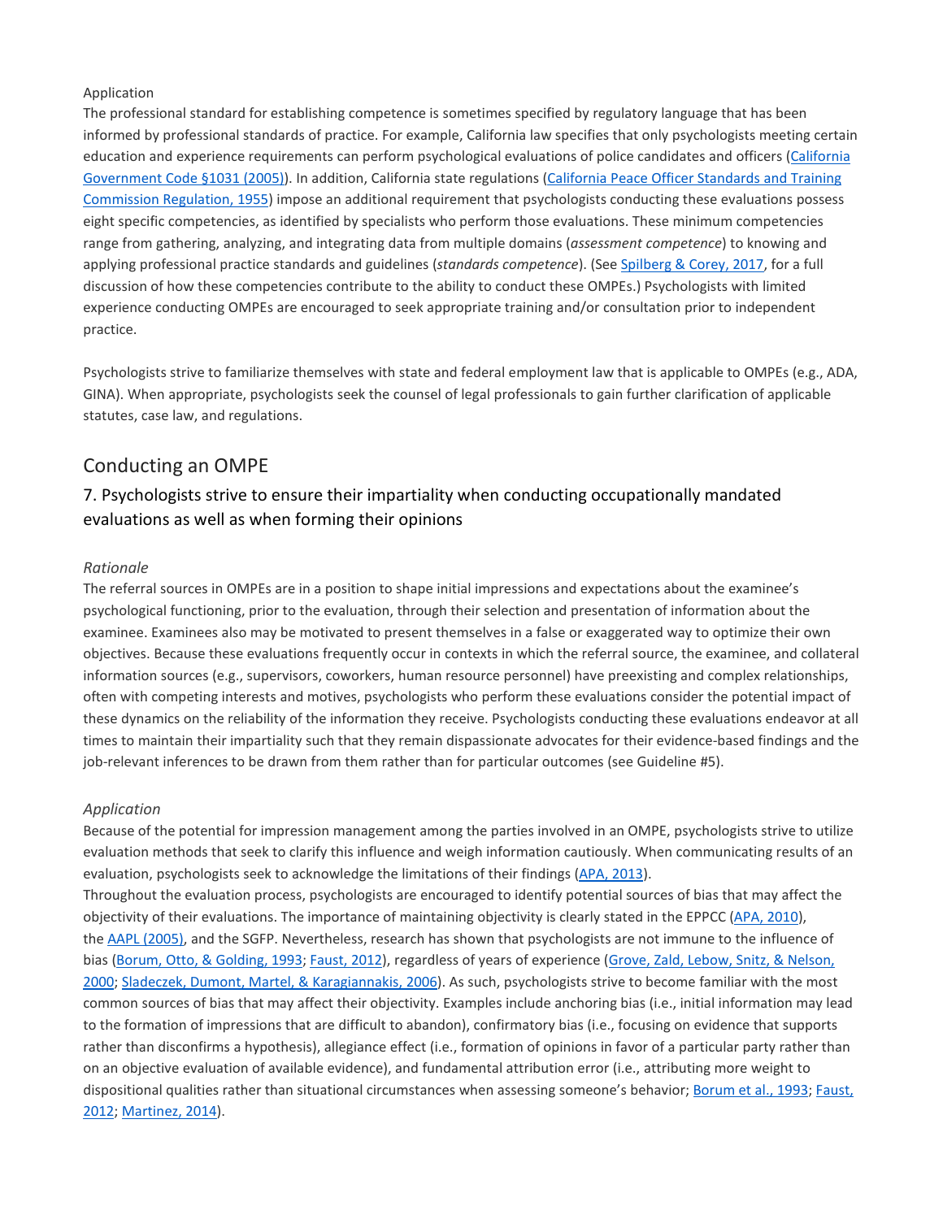Application

The professional standard for establishing competence is sometimes specified by regulatory language that has been informed by professional standards of practice. For example, California law specifies that only psychologists meeting certain education and experience requirements can perform psychological evaluations of police candidates and officers (California Government Code §1031 (2005)). In addition, California state regulations (California Peace Officer Standards and Training Commission Regulation, 1955) impose an additional requirement that psychologists conducting these evaluations possess eight specific competencies, as identified by specialists who perform those evaluations. These minimum competencies range from gathering, analyzing, and integrating data from multiple domains (*assessment competence*) to knowing and applying professional practice standards and guidelines (*standards competence*). (See Spilberg & Corey, 2017, for a full discussion of how these competencies contribute to the ability to conduct these OMPEs.) Psychologists with limited experience conducting OMPEs are encouraged to seek appropriate training and/or consultation prior to independent practice.

Psychologists strive to familiarize themselves with state and federal employment law that is applicable to OMPEs (e.g., ADA, GINA). When appropriate, psychologists seek the counsel of legal professionals to gain further clarification of applicable statutes, case law, and regulations.

## Conducting an OMPE

### 7. Psychologists strive to ensure their impartiality when conducting occupationally mandated evaluations as well as when forming their opinions

*Rationale*

The referral sources in OMPEs are in a position to shape initial impressions and expectations about the examinee's psychological functioning, prior to the evaluation, through their selection and presentation of information about the examinee. Examinees also may be motivated to present themselves in a false or exaggerated way to optimize their own objectives. Because these evaluations frequently occur in contexts in which the referral source, the examinee, and collateral information sources (e.g., supervisors, coworkers, human resource personnel) have preexisting and complex relationships, often with competing interests and motives, psychologists who perform these evaluations consider the potential impact of these dynamics on the reliability of the information they receive. Psychologists conducting these evaluations endeavor at all times to maintain their impartiality such that they remain dispassionate advocates for their evidence-based findings and the job-relevant inferences to be drawn from them rather than for particular outcomes (see Guideline #5).

*Application*

Because of the potential for impression management among the parties involved in an OMPE, psychologists strive to utilize evaluation methods that seek to clarify this influence and weigh information cautiously. When communicating results of an evaluation, psychologists seek to acknowledge the limitations of their findings (APA, 2013).

Throughout the evaluation process, psychologists are encouraged to identify potential sources of bias that may affect the objectivity of their evaluations. The importance of maintaining objectivity is clearly stated in the EPPCC (APA, 2010), the AAPL (2005), and the SGFP. Nevertheless, research has shown that psychologists are not immune to the influence of bias (Borum, Otto, & Golding, 1993; Faust, 2012), regardless of years of experience (Grove, Zald, Lebow, Snitz, & Nelson, 2000; Sladeczek, Dumont, Martel, & Karagiannakis, 2006). As such, psychologists strive to become familiar with the most common sources of bias that may affect their objectivity. Examples include anchoring bias (i.e., initial information may lead to the formation of impressions that are difficult to abandon), confirmatory bias (i.e., focusing on evidence that supports rather than disconfirms a hypothesis), allegiance effect (i.e., formation of opinions in favor of a particular party rather than on an objective evaluation of available evidence), and fundamental attribution error (i.e., attributing more weight to dispositional qualities rather than situational circumstances when assessing someone's behavior; Borum et al., 1993; Faust, 2012; Martinez, 2014).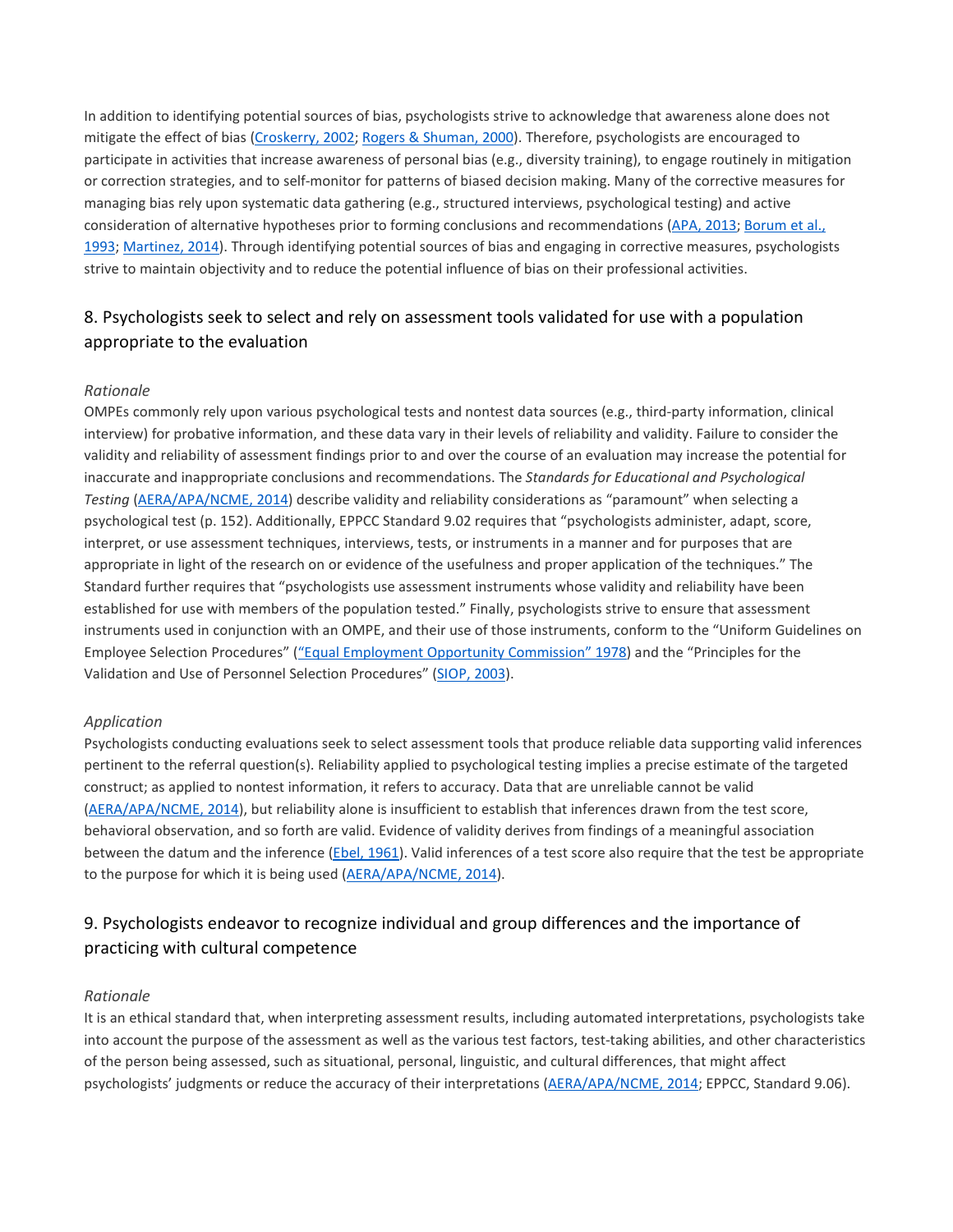In addition to identifying potential sources of bias, psychologists strive to acknowledge that awareness alone does not mitigate the effect of bias (Croskerry, 2002; Rogers & Shuman, 2000). Therefore, psychologists are encouraged to participate in activities that increase awareness of personal bias (e.g., diversity training), to engage routinely in mitigation or correction strategies, and to self-monitor for patterns of biased decision making. Many of the corrective measures for managing bias rely upon systematic data gathering (e.g., structured interviews, psychological testing) and active consideration of alternative hypotheses prior to forming conclusions and recommendations (APA, 2013; Borum et al., 1993; Martinez, 2014). Through identifying potential sources of bias and engaging in corrective measures, psychologists strive to maintain objectivity and to reduce the potential influence of bias on their professional activities.

## 8. Psychologists seek to select and rely on assessment tools validated for use with a population appropriate to the evaluation

*Rationale*

OMPEs commonly rely upon various psychological tests and nontest data sources (e.g., third-party information, clinical interview) for probative information, and these data vary in their levels of reliability and validity. Failure to consider the validity and reliability of assessment findings prior to and over the course of an evaluation may increase the potential for inaccurate and inappropriate conclusions and recommendations. The *Standards for Educational and Psychological Testing* (AERA/APA/NCME, 2014) describe validity and reliability considerations as "paramount" when selecting a psychological test (p. 152). Additionally, EPPCC Standard 9.02 requires that "psychologists administer, adapt, score, interpret, or use assessment techniques, interviews, tests, or instruments in a manner and for purposes that are appropriate in light of the research on or evidence of the usefulness and proper application of the techniques." The Standard further requires that "psychologists use assessment instruments whose validity and reliability have been established for use with members of the population tested." Finally, psychologists strive to ensure that assessment instruments used in conjunction with an OMPE, and their use of those instruments, conform to the "Uniform Guidelines on Employee Selection Procedures" ("Equal Employment Opportunity Commission" 1978) and the "Principles for the Validation and Use of Personnel Selection Procedures" (SIOP, 2003).

*Application*

Psychologists conducting evaluations seek to select assessment tools that produce reliable data supporting valid inferences pertinent to the referral question(s). Reliability applied to psychological testing implies a precise estimate of the targeted construct; as applied to nontest information, it refers to accuracy. Data that are unreliable cannot be valid (AERA/APA/NCME, 2014), but reliability alone is insufficient to establish that inferences drawn from the test score, behavioral observation, and so forth are valid. Evidence of validity derives from findings of a meaningful association between the datum and the inference (Ebel, 1961). Valid inferences of a test score also require that the test be appropriate to the purpose for which it is being used (AERA/APA/NCME, 2014).

## 9. Psychologists endeavor to recognize individual and group differences and the importance of practicing with cultural competence

*Rationale*

It is an ethical standard that, when interpreting assessment results, including automated interpretations, psychologists take into account the purpose of the assessment as well as the various test factors, test-taking abilities, and other characteristics of the person being assessed, such as situational, personal, linguistic, and cultural differences, that might affect psychologists' judgments or reduce the accuracy of their interpretations (AERA/APA/NCME, 2014; EPPCC, Standard 9.06).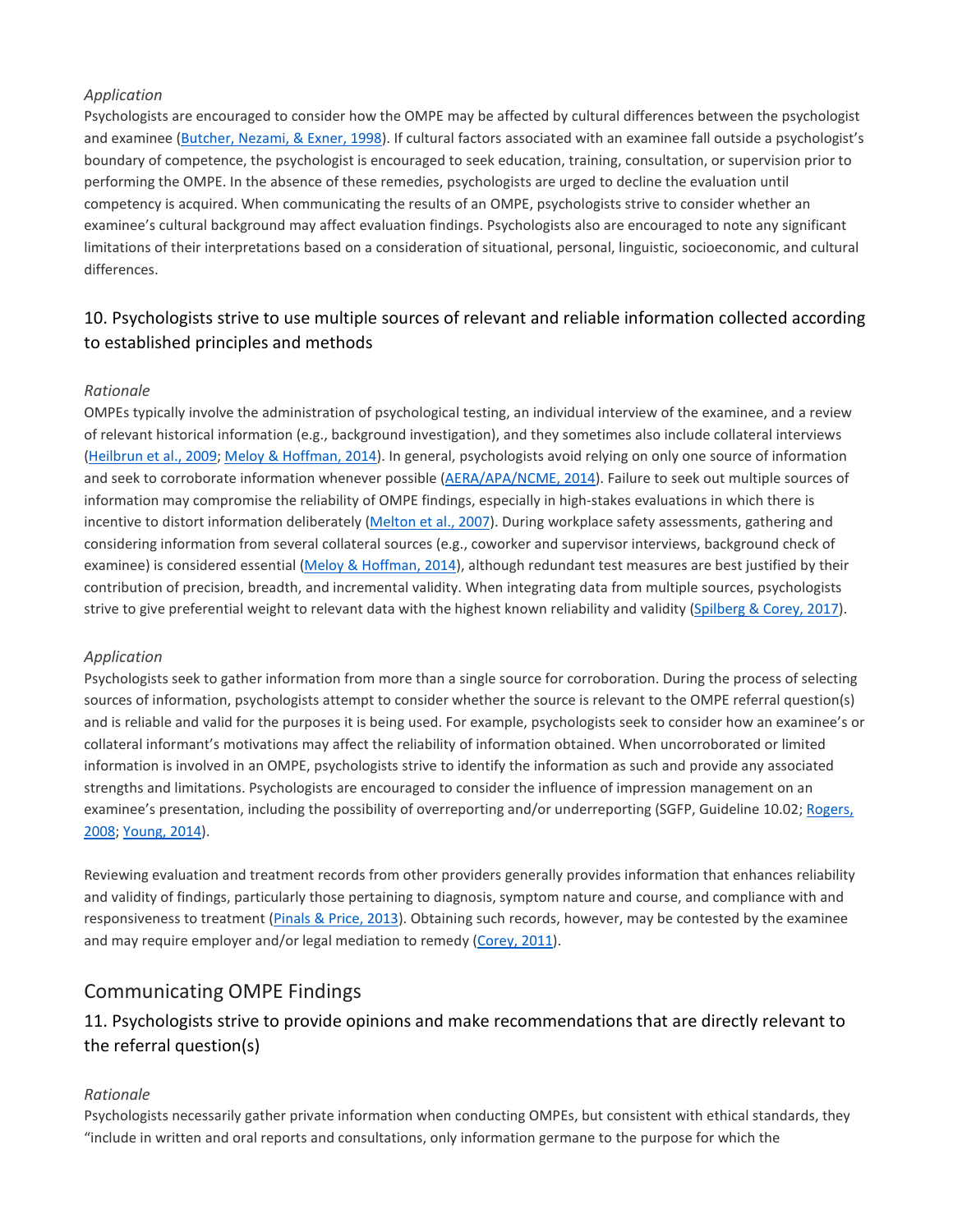*Application*

Psychologists are encouraged to consider how the OMPE may be affected by cultural differences between the psychologist and examinee (Butcher, Nezami, & Exner, 1998). If cultural factors associated with an examinee fall outside a psychologist's boundary of competence, the psychologist is encouraged to seek education, training, consultation, or supervision prior to performing the OMPE. In the absence of these remedies, psychologists are urged to decline the evaluation until competency is acquired. When communicating the results of an OMPE, psychologists strive to consider whether an examinee's cultural background may affect evaluation findings. Psychologists also are encouraged to note any significant limitations of their interpretations based on a consideration of situational, personal, linguistic, socioeconomic, and cultural differences.

### 10. Psychologists strive to use multiple sources of relevant and reliable information collected according to established principles and methods

*Rationale*

OMPEs typically involve the administration of psychological testing, an individual interview of the examinee, and a review of relevant historical information (e.g., background investigation), and they sometimes also include collateral interviews (Heilbrun et al., 2009; Meloy & Hoffman, 2014). In general, psychologists avoid relying on only one source of information and seek to corroborate information whenever possible (AERA/APA/NCME, 2014). Failure to seek out multiple sources of information may compromise the reliability of OMPE findings, especially in high-stakes evaluations in which there is incentive to distort information deliberately (Melton et al., 2007). During workplace safety assessments, gathering and considering information from several collateral sources (e.g., coworker and supervisor interviews, background check of examinee) is considered essential (Meloy & Hoffman, 2014), although redundant test measures are best justified by their contribution of precision, breadth, and incremental validity. When integrating data from multiple sources, psychologists strive to give preferential weight to relevant data with the highest known reliability and validity (Spilberg & Corey, 2017).

*Application*

Psychologists seek to gather information from more than a single source for corroboration. During the process of selecting sources of information, psychologists attempt to consider whether the source is relevant to the OMPE referral question(s) and is reliable and valid for the purposes it is being used. For example, psychologists seek to consider how an examinee's or collateral informant's motivations may affect the reliability of information obtained. When uncorroborated or limited information is involved in an OMPE, psychologists strive to identify the information as such and provide any associated strengths and limitations. Psychologists are encouraged to consider the influence of impression management on an examinee's presentation, including the possibility of overreporting and/or underreporting (SGFP, Guideline 10.02; Rogers, 2008; Young, 2014).

Reviewing evaluation and treatment records from other providers generally provides information that enhances reliability and validity of findings, particularly those pertaining to diagnosis, symptom nature and course, and compliance with and responsiveness to treatment (Pinals & Price, 2013). Obtaining such records, however, may be contested by the examinee and may require employer and/or legal mediation to remedy (Corey, 2011).

## Communicating OMPE Findings

### 11. Psychologists strive to provide opinions and make recommendations that are directly relevant to the referral question(s)

*Rationale*

Psychologists necessarily gather private information when conducting OMPEs, but consistent with ethical standards, they "include in written and oral reports and consultations, only information germane to the purpose for which the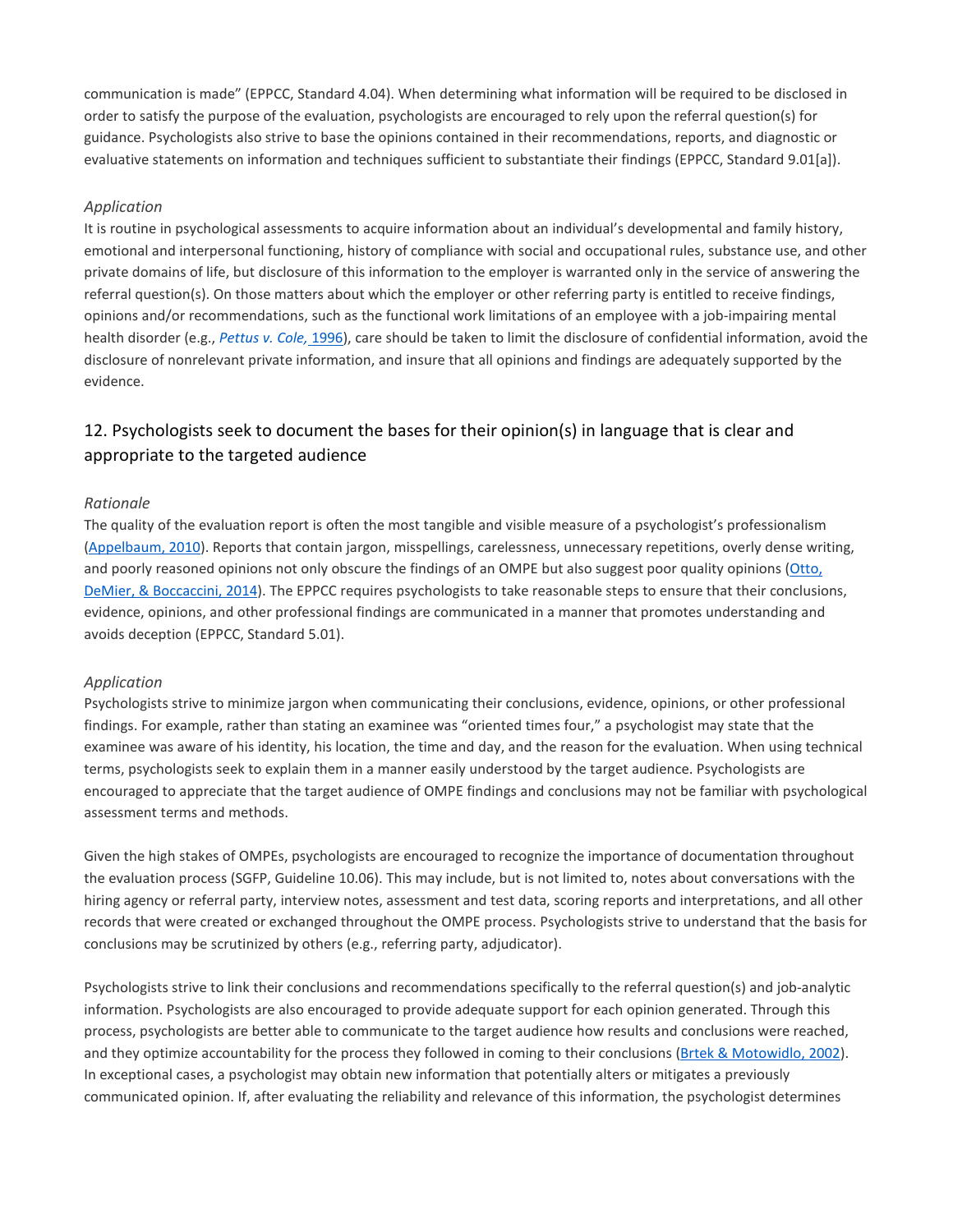communication is made" (EPPCC, Standard 4.04). When determining what information will be required to be disclosed in order to satisfy the purpose of the evaluation, psychologists are encouraged to rely upon the referral question(s) for guidance. Psychologists also strive to base the opinions contained in their recommendations, reports, and diagnostic or evaluative statements on information and techniques sufficient to substantiate their findings (EPPCC, Standard 9.01[a]).

*Application*

It is routine in psychological assessments to acquire information about an individual's developmental and family history, emotional and interpersonal functioning, history of compliance with social and occupational rules, substance use, and other private domains of life, but disclosure of this information to the employer is warranted only in the service of answering the referral question(s). On those matters about which the employer or other referring party is entitled to receive findings, opinions and/or recommendations, such as the functional work limitations of an employee with a job-impairing mental health disorder (e.g., *Pettus v. Cole,* 1996), care should be taken to limit the disclosure of confidential information, avoid the disclosure of nonrelevant private information, and insure that all opinions and findings are adequately supported by the evidence.

## 12. Psychologists seek to document the bases for their opinion(s) in language that is clear and appropriate to the targeted audience

*Rationale*

The quality of the evaluation report is often the most tangible and visible measure of a psychologist's professionalism (Appelbaum, 2010). Reports that contain jargon, misspellings, carelessness, unnecessary repetitions, overly dense writing, and poorly reasoned opinions not only obscure the findings of an OMPE but also suggest poor quality opinions (Otto, DeMier, & Boccaccini, 2014). The EPPCC requires psychologists to take reasonable steps to ensure that their conclusions, evidence, opinions, and other professional findings are communicated in a manner that promotes understanding and avoids deception (EPPCC, Standard 5.01).

*Application*

Psychologists strive to minimize jargon when communicating their conclusions, evidence, opinions, or other professional findings. For example, rather than stating an examinee was "oriented times four," a psychologist may state that the examinee was aware of his identity, his location, the time and day, and the reason for the evaluation. When using technical terms, psychologists seek to explain them in a manner easily understood by the target audience. Psychologists are encouraged to appreciate that the target audience of OMPE findings and conclusions may not be familiar with psychological assessment terms and methods.

Given the high stakes of OMPEs, psychologists are encouraged to recognize the importance of documentation throughout the evaluation process (SGFP, Guideline 10.06). This may include, but is not limited to, notes about conversations with the hiring agency or referral party, interview notes, assessment and test data, scoring reports and interpretations, and all other records that were created or exchanged throughout the OMPE process. Psychologists strive to understand that the basis for conclusions may be scrutinized by others (e.g., referring party, adjudicator).

Psychologists strive to link their conclusions and recommendations specifically to the referral question(s) and job-analytic information. Psychologists are also encouraged to provide adequate support for each opinion generated. Through this process, psychologists are better able to communicate to the target audience how results and conclusions were reached, and they optimize accountability for the process they followed in coming to their conclusions (Brtek & Motowidlo, 2002). In exceptional cases, a psychologist may obtain new information that potentially alters or mitigates a previously communicated opinion. If, after evaluating the reliability and relevance of this information, the psychologist determines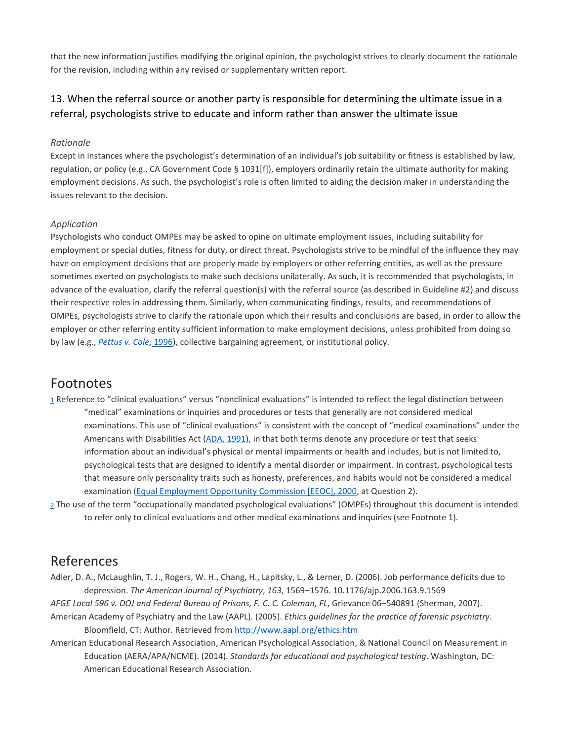that the new information justifies modifying the original opinion, the psychologist strives to clearly document the rationale for the revision, including within any revised or supplementary written report.

## 13. When the referral source or another party is responsible for determining the ultimate issue in a referral, psychologists strive to educate and inform rather than answer the ultimate issue

*Rationale*

Except in instances where the psychologist's determination of an individual's job suitability or fitness is established by law, regulation, or policy (e.g., CA Government Code § 1031[f]), employers ordinarily retain the ultimate authority for making employment decisions. As such, the psychologist's role is often limited to aiding the decision maker in understanding the issues relevant to the decision.

*Application*

Psychologists who conduct OMPEs may be asked to opine on ultimate employment issues, including suitability for employment or special duties, fitness for duty, or direct threat. Psychologists strive to be mindful of the influence they may have on employment decisions that are properly made by employers or other referring entities, as well as the pressure sometimes exerted on psychologists to make such decisions unilaterally. As such, it is recommended that psychologists, in advance of the evaluation, clarify the referral question(s) with the referral source (as described in Guideline #2) and discuss their respective roles in addressing them. Similarly, when communicating findings, results, and recommendations of OMPEs, psychologists strive to clarify the rationale upon which their results and conclusions are based, in order to allow the employer or other referring entity sufficient information to make employment decisions, unless prohibited from doing so by law (e.g., *Pettus v. Cole,* 1996), collective bargaining agreement, or institutional policy.

## Footnotes

1 Reference to "clinical evaluations" versus "nonclinical evaluations" is intended to reflect the legal distinction between "medical" examinations or inquiries and procedures or tests that generally are not considered medical examinations. This use of "clinical evaluations" is consistent with the concept of "medical examinations" under the Americans with Disabilities Act (ADA, 1991), in that both terms denote any procedure or test that seeks information about an individual's physical or mental impairments or health and includes, but is not limited to, psychological tests that are designed to identify a mental disorder or impairment. In contrast, psychological tests that measure only personality traits such as honesty, preferences, and habits would not be considered a medical examination (Equal Employment Opportunity Commission [EEOC], 2000, at Question 2).

2 The use of the term "occupationally mandated psychological evaluations" (OMPEs) throughout this document is intended to refer only to clinical evaluations and other medical examinations and inquiries (see Footnote 1).

## References

Adler, D. A., McLaughlin, T. J., Rogers, W. H., Chang, H., Lapitsky, L., & Lerner, D. (2006). Job performance deficits due to depression. *The American Journal of Psychiatry*, *163*, 1569–1576. 10.1176/ajp.2006.163.9.1569

*AFGE Local 596 v. DOJ and Federal Bureau of Prisons, F. C. C. Coleman, FL*, Grievance 06–540891 (Sherman, 2007).

American Academy of Psychiatry and the Law (AAPL). (2005). *Ethics guidelines for the practice of forensic psychiatry*. Bloomfield, CT: Author. Retrieved from http://www.aapl.org/ethics.htm

American Educational Research Association, American Psychological Association, & National Council on Measurement in Education (AERA/APA/NCME). (2014). *Standards for educational and psychological testing*. Washington, DC: American Educational Research Association.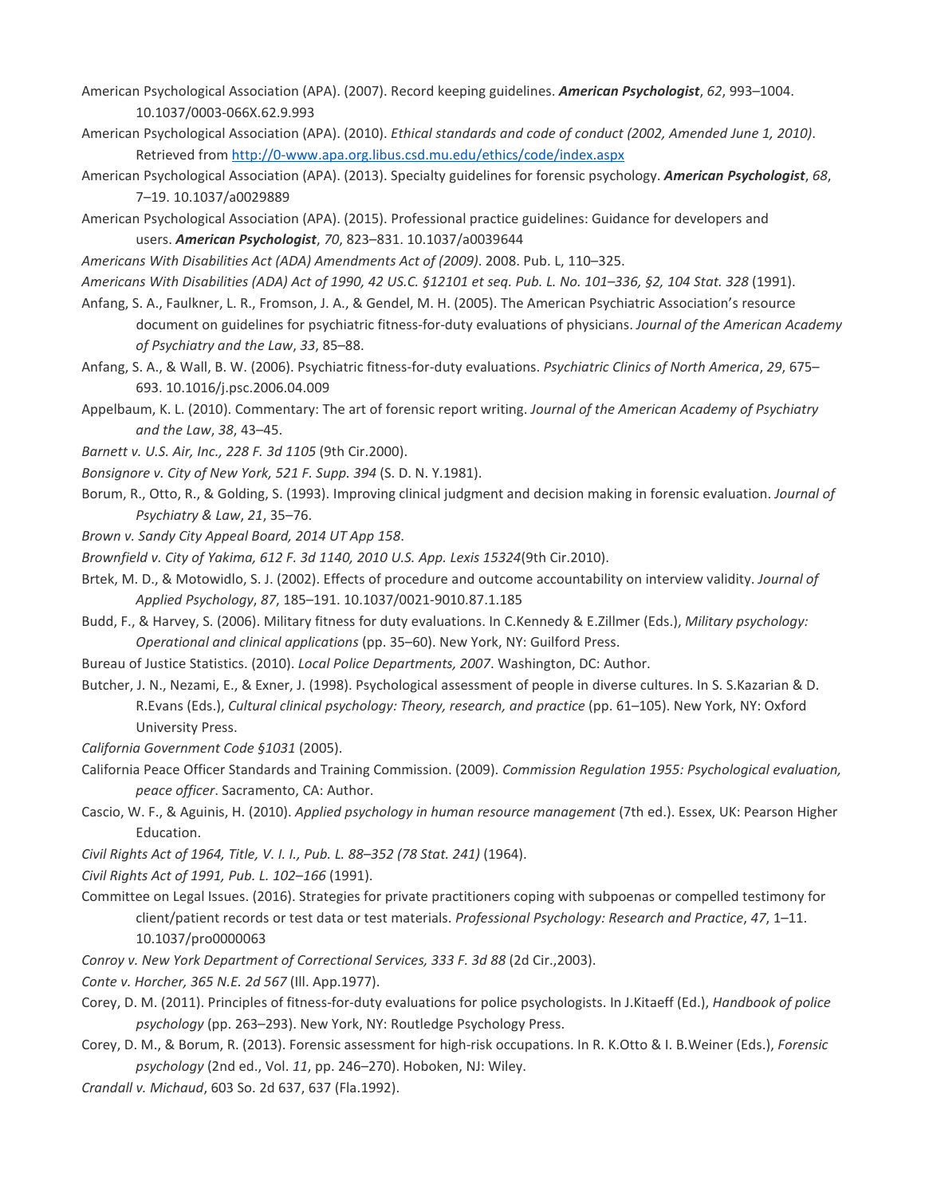American Psychological Association (APA). (2007). Record keeping guidelines. ***American Psychologist***, *62*, 993–1004. 10.1037/0003-066X.62.9.993

American Psychological Association (APA). (2010). *Ethical standards and code of conduct (2002, Amended June 1, 2010)*. Retrieved from http://0-www.apa.org.libus.csd.mu.edu/ethics/code/index.aspx

American Psychological Association (APA). (2013). Specialty guidelines for forensic psychology. ***American Psychologist***, *68*, 7–19. 10.1037/a0029889

American Psychological Association (APA). (2015). Professional practice guidelines: Guidance for developers and users. ***American Psychologist***, *70*, 823–831. 10.1037/a0039644

*Americans With Disabilities Act (ADA) Amendments Act of (2009)*. 2008. Pub. L, 110–325.

*Americans With Disabilities (ADA) Act of 1990, 42 US.C. §12101 et seq. Pub. L. No. 101–336, §2, 104 Stat. 328* (1991).

Anfang, S. A., Faulkner, L. R., Fromson, J. A., & Gendel, M. H. (2005). The American Psychiatric Association's resource document on guidelines for psychiatric fitness-for-duty evaluations of physicians. *Journal of the American Academy of Psychiatry and the Law*, *33*, 85–88.

Anfang, S. A., & Wall, B. W. (2006). Psychiatric fitness-for-duty evaluations. *Psychiatric Clinics of North America*, *29*, 675–693. 10.1016/j.psc.2006.04.009

Appelbaum, K. L. (2010). Commentary: The art of forensic report writing. *Journal of the American Academy of Psychiatry and the Law*, *38*, 43–45.

*Barnett v. U.S. Air, Inc., 228 F. 3d 1105* (9th Cir.2000).

*Bonsignore v. City of New York, 521 F. Supp. 394* (S. D. N. Y.1981).

Borum, R., Otto, R., & Golding, S. (1993). Improving clinical judgment and decision making in forensic evaluation. *Journal of Psychiatry & Law*, *21*, 35–76.

*Brown v. Sandy City Appeal Board, 2014 UT App 158*.

*Brownfield v. City of Yakima, 612 F. 3d 1140, 2010 U.S. App. Lexis 15324*(9th Cir.2010).

Brtek, M. D., & Motowidlo, S. J. (2002). Effects of procedure and outcome accountability on interview validity. *Journal of Applied Psychology*, *87*, 185–191. 10.1037/0021-9010.87.1.185

Budd, F., & Harvey, S. (2006). Military fitness for duty evaluations. In C.Kennedy & E.Zillmer (Eds.), *Military psychology: Operational and clinical applications* (pp. 35–60). New York, NY: Guilford Press.

Bureau of Justice Statistics. (2010). *Local Police Departments, 2007*. Washington, DC: Author.

Butcher, J. N., Nezami, E., & Exner, J. (1998). Psychological assessment of people in diverse cultures. In S. S.Kazarian & D. R.Evans (Eds.), *Cultural clinical psychology: Theory, research, and practice* (pp. 61–105). New York, NY: Oxford University Press.

*California Government Code §1031* (2005).

California Peace Officer Standards and Training Commission. (2009). *Commission Regulation 1955: Psychological evaluation, peace officer*. Sacramento, CA: Author.

Cascio, W. F., & Aguinis, H. (2010). *Applied psychology in human resource management* (7th ed.). Essex, UK: Pearson Higher Education.

*Civil Rights Act of 1964, Title, V. I. I., Pub. L. 88–352 (78 Stat. 241)* (1964).

*Civil Rights Act of 1991, Pub. L. 102–166* (1991).

Committee on Legal Issues. (2016). Strategies for private practitioners coping with subpoenas or compelled testimony for client/patient records or test data or test materials. *Professional Psychology: Research and Practice*, *47*, 1–11. 10.1037/pro0000063

*Conroy v. New York Department of Correctional Services, 333 F. 3d 88* (2d Cir.,2003).

*Conte v. Horcher, 365 N.E. 2d 567* (Ill. App.1977).

Corey, D. M. (2011). Principles of fitness-for-duty evaluations for police psychologists. In J.Kitaeff (Ed.), *Handbook of police psychology* (pp. 263–293). New York, NY: Routledge Psychology Press.

Corey, D. M., & Borum, R. (2013). Forensic assessment for high-risk occupations. In R. K.Otto & I. B.Weiner (Eds.), *Forensic psychology* (2nd ed., Vol. *11*, pp. 246–270). Hoboken, NJ: Wiley.

*Crandall v. Michaud*, 603 So. 2d 637, 637 (Fla.1992).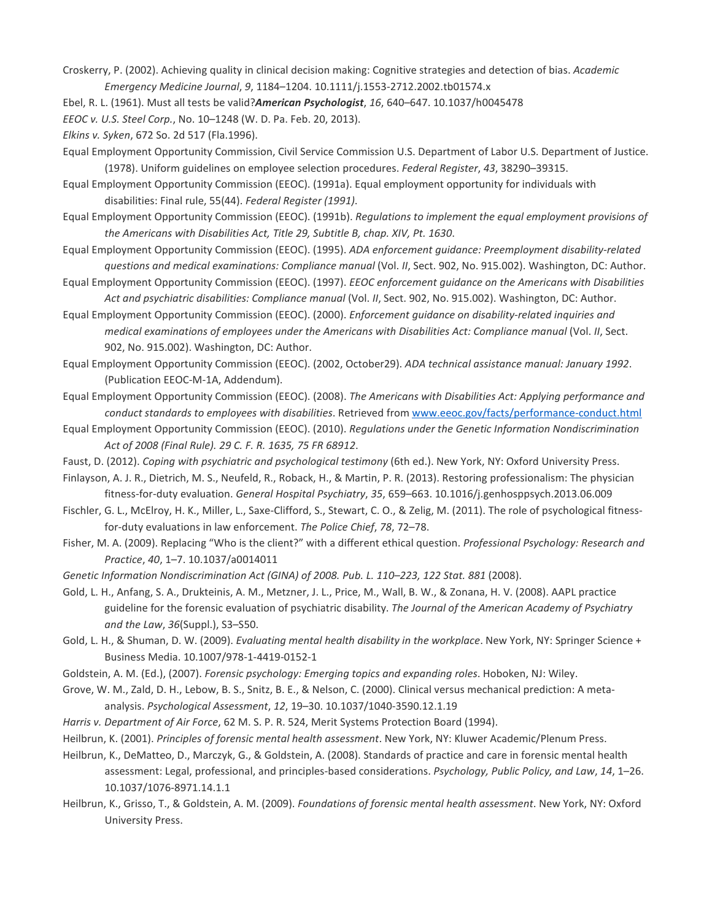Croskerry, P. (2002). Achieving quality in clinical decision making: Cognitive strategies and detection of bias. *Academic Emergency Medicine Journal*, *9*, 1184–1204. 10.1111/j.1553-2712.2002.tb01574.x

Ebel, R. L. (1961). Must all tests be valid?***American Psychologist***, *16*, 640–647. 10.1037/h0045478

*EEOC v. U.S. Steel Corp.*, No. 10–1248 (W. D. Pa. Feb. 20, 2013).

*Elkins v. Syken*, 672 So. 2d 517 (Fla.1996).

Equal Employment Opportunity Commission, Civil Service Commission U.S. Department of Labor U.S. Department of Justice. (1978). Uniform guidelines on employee selection procedures. *Federal Register*, *43*, 38290–39315.

Equal Employment Opportunity Commission (EEOC). (1991a). Equal employment opportunity for individuals with disabilities: Final rule, 55(44). *Federal Register (1991).*

Equal Employment Opportunity Commission (EEOC). (1991b). *Regulations to implement the equal employment provisions of the Americans with Disabilities Act, Title 29, Subtitle B, chap. XIV, Pt. 1630*.

Equal Employment Opportunity Commission (EEOC). (1995). *ADA enforcement guidance: Preemployment disability-related questions and medical examinations: Compliance manual* (Vol. *II*, Sect. 902, No. 915.002). Washington, DC: Author.

Equal Employment Opportunity Commission (EEOC). (1997). *EEOC enforcement guidance on the Americans with Disabilities Act and psychiatric disabilities: Compliance manual* (Vol. *II*, Sect. 902, No. 915.002). Washington, DC: Author.

Equal Employment Opportunity Commission (EEOC). (2000). *Enforcement guidance on disability-related inquiries and medical examinations of employees under the Americans with Disabilities Act: Compliance manual* (Vol. *II*, Sect. 902, No. 915.002). Washington, DC: Author.

Equal Employment Opportunity Commission (EEOC). (2002, October29). *ADA technical assistance manual: January 1992*. (Publication EEOC-M-1A, Addendum).

Equal Employment Opportunity Commission (EEOC). (2008). *The Americans with Disabilities Act: Applying performance and conduct standards to employees with disabilities*. Retrieved from www.eeoc.gov/facts/performance-conduct.html

Equal Employment Opportunity Commission (EEOC). (2010). *Regulations under the Genetic Information Nondiscrimination Act of 2008 (Final Rule). 29 C. F. R. 1635, 75 FR 68912*.

Faust, D. (2012). *Coping with psychiatric and psychological testimony* (6th ed.). New York, NY: Oxford University Press.

Finlayson, A. J. R., Dietrich, M. S., Neufeld, R., Roback, H., & Martin, P. R. (2013). Restoring professionalism: The physician fitness-for-duty evaluation. *General Hospital Psychiatry*, *35*, 659–663. 10.1016/j.genhosppsych.2013.06.009

Fischler, G. L., McElroy, H. K., Miller, L., Saxe-Clifford, S., Stewart, C. O., & Zelig, M. (2011). The role of psychological fitness-for-duty evaluations in law enforcement. *The Police Chief*, *78*, 72–78.

Fisher, M. A. (2009). Replacing "Who is the client?" with a different ethical question. *Professional Psychology: Research and Practice*, *40*, 1–7. 10.1037/a0014011

*Genetic Information Nondiscrimination Act (GINA) of 2008. Pub. L. 110–223, 122 Stat. 881* (2008).

Gold, L. H., Anfang, S. A., Drukteinis, A. M., Metzner, J. L., Price, M., Wall, B. W., & Zonana, H. V. (2008). AAPL practice guideline for the forensic evaluation of psychiatric disability. *The Journal of the American Academy of Psychiatry and the Law*, *36*(Suppl.), S3–S50.

Gold, L. H., & Shuman, D. W. (2009). *Evaluating mental health disability in the workplace*. New York, NY: Springer Science + Business Media. 10.1007/978-1-4419-0152-1

Goldstein, A. M. (Ed.), (2007). *Forensic psychology: Emerging topics and expanding roles*. Hoboken, NJ: Wiley.

Grove, W. M., Zald, D. H., Lebow, B. S., Snitz, B. E., & Nelson, C. (2000). Clinical versus mechanical prediction: A meta-analysis. *Psychological Assessment*, *12*, 19–30. 10.1037/1040-3590.12.1.19

*Harris v. Department of Air Force*, 62 M. S. P. R. 524, Merit Systems Protection Board (1994).

Heilbrun, K. (2001). *Principles of forensic mental health assessment*. New York, NY: Kluwer Academic/Plenum Press.

Heilbrun, K., DeMatteo, D., Marczyk, G., & Goldstein, A. (2008). Standards of practice and care in forensic mental health assessment: Legal, professional, and principles-based considerations. *Psychology, Public Policy, and Law*, *14*, 1–26. 10.1037/1076-8971.14.1.1

Heilbrun, K., Grisso, T., & Goldstein, A. M. (2009). *Foundations of forensic mental health assessment*. New York, NY: Oxford University Press.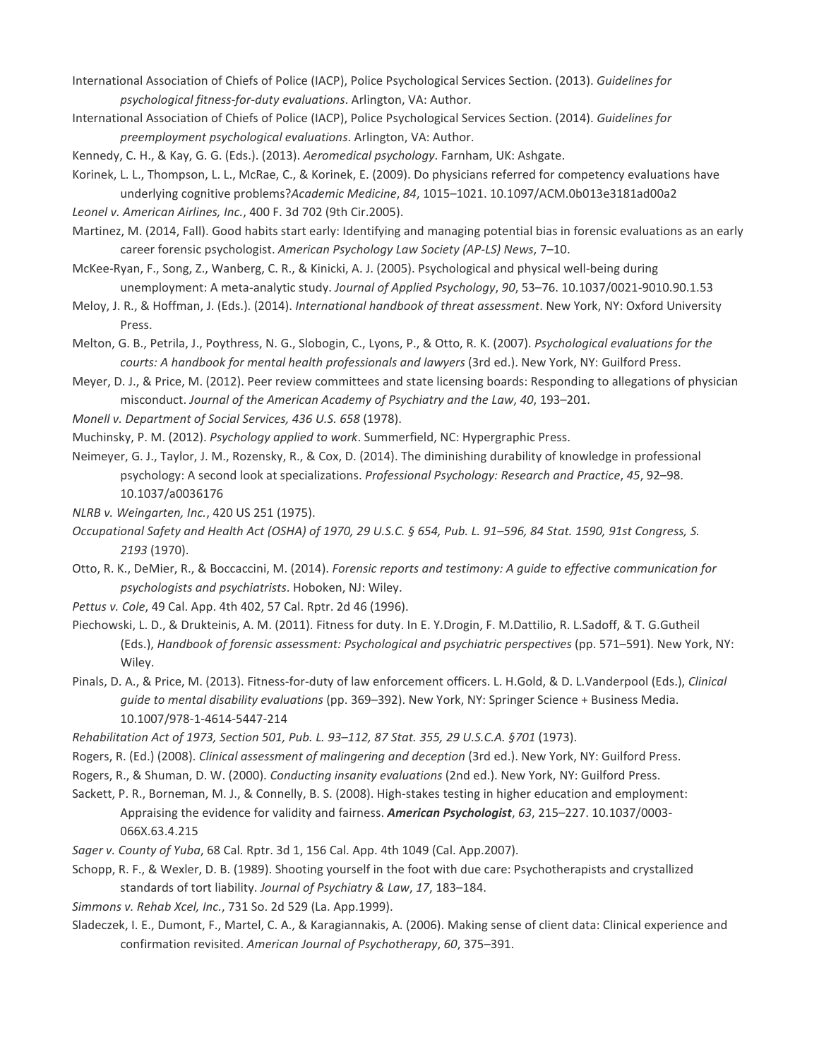International Association of Chiefs of Police (IACP), Police Psychological Services Section. (2013). *Guidelines for psychological fitness-for-duty evaluations*. Arlington, VA: Author.

International Association of Chiefs of Police (IACP), Police Psychological Services Section. (2014). *Guidelines for preemployment psychological evaluations*. Arlington, VA: Author.

Kennedy, C. H., & Kay, G. G. (Eds.). (2013). *Aeromedical psychology*. Farnham, UK: Ashgate.

Korinek, L. L., Thompson, L. L., McRae, C., & Korinek, E. (2009). Do physicians referred for competency evaluations have underlying cognitive problems?*Academic Medicine*, *84*, 1015–1021. 10.1097/ACM.0b013e3181ad00a2

*Leonel v. American Airlines, Inc.*, 400 F. 3d 702 (9th Cir.2005).

Martinez, M. (2014, Fall). Good habits start early: Identifying and managing potential bias in forensic evaluations as an early career forensic psychologist. *American Psychology Law Society (AP-LS) News*, 7–10.

McKee-Ryan, F., Song, Z., Wanberg, C. R., & Kinicki, A. J. (2005). Psychological and physical well-being during unemployment: A meta-analytic study. *Journal of Applied Psychology*, *90*, 53–76. 10.1037/0021-9010.90.1.53

Meloy, J. R., & Hoffman, J. (Eds.). (2014). *International handbook of threat assessment*. New York, NY: Oxford University Press.

Melton, G. B., Petrila, J., Poythress, N. G., Slobogin, C., Lyons, P., & Otto, R. K. (2007). *Psychological evaluations for the courts: A handbook for mental health professionals and lawyers* (3rd ed.). New York, NY: Guilford Press.

Meyer, D. J., & Price, M. (2012). Peer review committees and state licensing boards: Responding to allegations of physician misconduct. *Journal of the American Academy of Psychiatry and the Law*, *40*, 193–201.

*Monell v. Department of Social Services, 436 U.S. 658* (1978).

Muchinsky, P. M. (2012). *Psychology applied to work*. Summerfield, NC: Hypergraphic Press.

Neimeyer, G. J., Taylor, J. M., Rozensky, R., & Cox, D. (2014). The diminishing durability of knowledge in professional psychology: A second look at specializations. *Professional Psychology: Research and Practice*, *45*, 92–98. 10.1037/a0036176

*NLRB v. Weingarten, Inc.*, 420 US 251 (1975).

*Occupational Safety and Health Act (OSHA) of 1970, 29 U.S.C. § 654, Pub. L. 91–596, 84 Stat. 1590, 91st Congress, S. 2193* (1970).

Otto, R. K., DeMier, R., & Boccaccini, M. (2014). *Forensic reports and testimony: A guide to effective communication for psychologists and psychiatrists*. Hoboken, NJ: Wiley.

*Pettus v. Cole*, 49 Cal. App. 4th 402, 57 Cal. Rptr. 2d 46 (1996).

Piechowski, L. D., & Drukteinis, A. M. (2011). Fitness for duty. In E. Y.Drogin, F. M.Dattilio, R. L.Sadoff, & T. G.Gutheil (Eds.), *Handbook of forensic assessment: Psychological and psychiatric perspectives* (pp. 571–591). New York, NY: Wiley.

Pinals, D. A., & Price, M. (2013). Fitness-for-duty of law enforcement officers. L. H.Gold, & D. L.Vanderpool (Eds.), *Clinical guide to mental disability evaluations* (pp. 369–392). New York, NY: Springer Science + Business Media. 10.1007/978-1-4614-5447-214

*Rehabilitation Act of 1973, Section 501, Pub. L. 93–112, 87 Stat. 355, 29 U.S.C.A. §701* (1973).

Rogers, R. (Ed.) (2008). *Clinical assessment of malingering and deception* (3rd ed.). New York, NY: Guilford Press.

Rogers, R., & Shuman, D. W. (2000). *Conducting insanity evaluations* (2nd ed.). New York, NY: Guilford Press.

Sackett, P. R., Borneman, M. J., & Connelly, B. S. (2008). High-stakes testing in higher education and employment: Appraising the evidence for validity and fairness. ***American Psychologist***, *63*, 215–227. 10.1037/0003-066X.63.4.215

*Sager v. County of Yuba*, 68 Cal. Rptr. 3d 1, 156 Cal. App. 4th 1049 (Cal. App.2007).

Schopp, R. F., & Wexler, D. B. (1989). Shooting yourself in the foot with due care: Psychotherapists and crystallized standards of tort liability. *Journal of Psychiatry & Law*, *17*, 183–184.

*Simmons v. Rehab Xcel, Inc.*, 731 So. 2d 529 (La. App.1999).

Sladeczek, I. E., Dumont, F., Martel, C. A., & Karagiannakis, A. (2006). Making sense of client data: Clinical experience and confirmation revisited. *American Journal of Psychotherapy*, *60*, 375–391.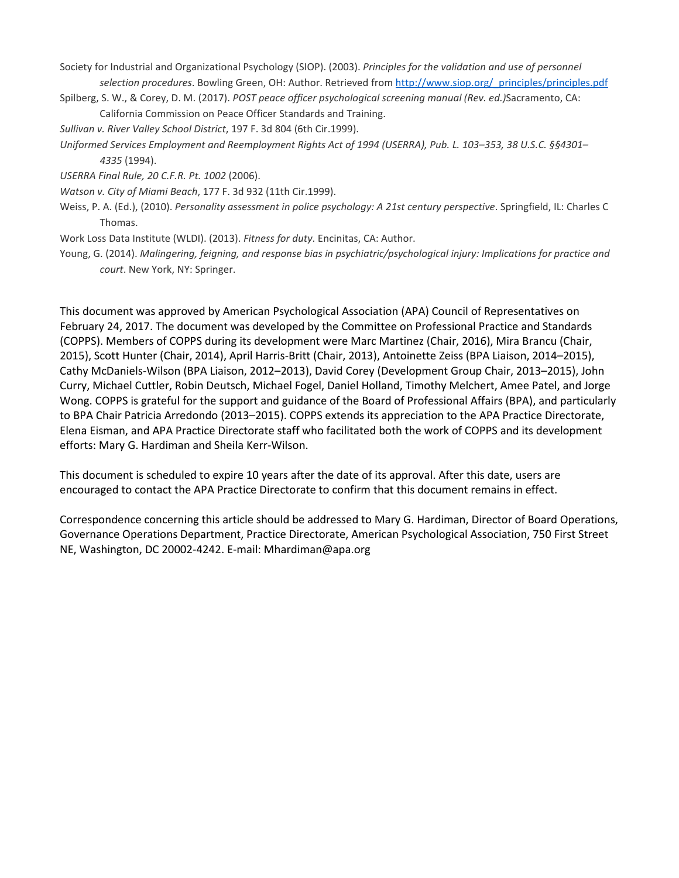Society for Industrial and Organizational Psychology (SIOP). (2003). *Principles for the validation and use of personnel selection procedures*. Bowling Green, OH: Author. Retrieved from http://www.siop.org/_principles/principles.pdf

Spilberg, S. W., & Corey, D. M. (2017). *POST peace officer psychological screening manual (Rev. ed.)*Sacramento, CA: California Commission on Peace Officer Standards and Training.

*Sullivan v. River Valley School District*, 197 F. 3d 804 (6th Cir.1999).

*Uniformed Services Employment and Reemployment Rights Act of 1994 (USERRA), Pub. L. 103–353, 38 U.S.C. §§4301–4335* (1994).

*USERRA Final Rule, 20 C.F.R. Pt. 1002* (2006).

*Watson v. City of Miami Beach*, 177 F. 3d 932 (11th Cir.1999).

Weiss, P. A. (Ed.), (2010). *Personality assessment in police psychology: A 21st century perspective*. Springfield, IL: Charles C Thomas.

Work Loss Data Institute (WLDI). (2013). *Fitness for duty*. Encinitas, CA: Author.

Young, G. (2014). *Malingering, feigning, and response bias in psychiatric/psychological injury: Implications for practice and court*. New York, NY: Springer.

This document was approved by American Psychological Association (APA) Council of Representatives on February 24, 2017. The document was developed by the Committee on Professional Practice and Standards (COPPS). Members of COPPS during its development were Marc Martinez (Chair, 2016), Mira Brancu (Chair, 2015), Scott Hunter (Chair, 2014), April Harris-Britt (Chair, 2013), Antoinette Zeiss (BPA Liaison, 2014–2015), Cathy McDaniels-Wilson (BPA Liaison, 2012–2013), David Corey (Development Group Chair, 2013–2015), John Curry, Michael Cuttler, Robin Deutsch, Michael Fogel, Daniel Holland, Timothy Melchert, Amee Patel, and Jorge Wong. COPPS is grateful for the support and guidance of the Board of Professional Affairs (BPA), and particularly to BPA Chair Patricia Arredondo (2013–2015). COPPS extends its appreciation to the APA Practice Directorate, Elena Eisman, and APA Practice Directorate staff who facilitated both the work of COPPS and its development efforts: Mary G. Hardiman and Sheila Kerr-Wilson.

This document is scheduled to expire 10 years after the date of its approval. After this date, users are encouraged to contact the APA Practice Directorate to confirm that this document remains in effect.

Correspondence concerning this article should be addressed to Mary G. Hardiman, Director of Board Operations, Governance Operations Department, Practice Directorate, American Psychological Association, 750 First Street NE, Washington, DC 20002-4242. E-mail: Mhardiman@apa.org